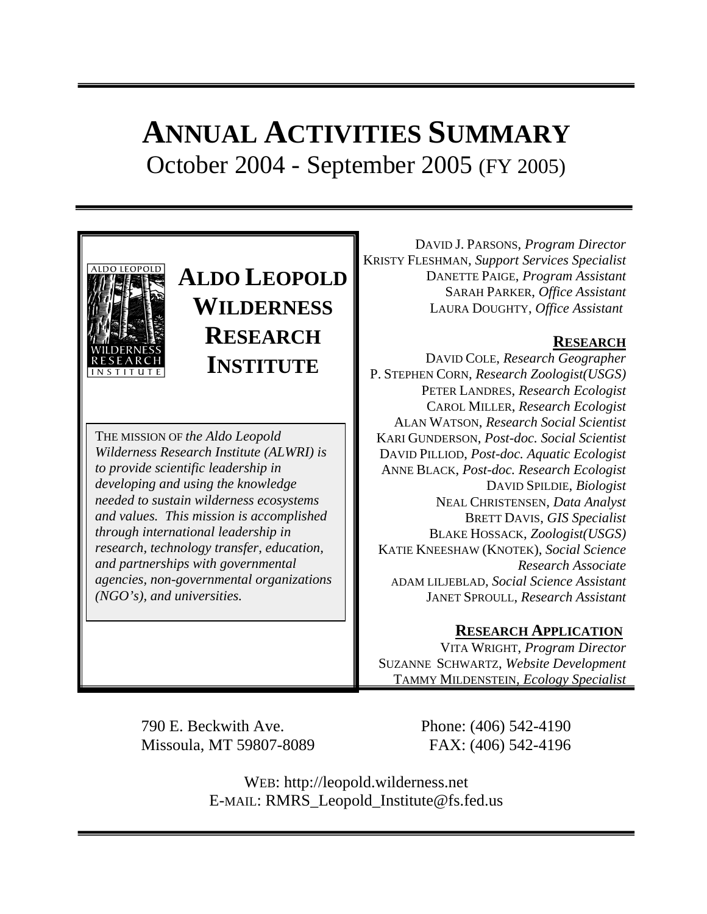# ANNUAL ACTIVITIES SUMMARY

October 2004 - September 2005 (FY 2005)

## ALDO LEOPOLD WILDERNESS RESEARCH INSTITUTE

THE MISSION OF *the Aldo Leopold Wilderness Research Institute (ALWRI) is to provide scientific leadership in developing and using the knowledge needed to sustain wilderness ecosystems and values. This mission is accomplished through international leadership in research, technology transfer, education, and partnerships with governmental agencies, non-governmental organizations (NGO's), and universities.*

DAVID J. PARSONS, *Program Director*
KRISTY FLESHMAN, *Support Services Specialist*
DANETTE PAIGE, *Program Assistant*
SARAH PARKER, *Office Assistant*
LAURA DOUGHTY, *Office Assistant*

**RESEARCH**

DAVID COLE, *Research Geographer*
P. STEPHEN CORN, *Research Zoologist(USGS)*
PETER LANDRES, *Research Ecologist*
CAROL MILLER, *Research Ecologist*
ALAN WATSON, *Research Social Scientist*
KARI GUNDERSON, *Post-doc. Social Scientist*
DAVID PILLIOD, *Post-doc. Aquatic Ecologist*
ANNE BLACK, *Post-doc. Research Ecologist*
DAVID SPILDIE, *Biologist*
NEAL CHRISTENSEN, *Data Analyst*
BRETT DAVIS, *GIS Specialist*
BLAKE HOSSACK, *Zoologist(USGS)*
KATIE KNEESHAW (KNOTEK), *Social Science Research Associate*
ADAM LILJEBLAD, *Social Science Assistant*
JANET SPROULL, *Research Assistant*

**RESEARCH APPLICATION**

VITA WRIGHT, *Program Director*
SUZANNE SCHWARTZ, *Website Development*
TAMMY MILDENSTEIN, *Ecology Specialist*

790 E. Beckwith Ave.
Missoula, MT 59807-8089

Phone: (406) 542-4190
FAX: (406) 542-4196

WEB: http://leopold.wilderness.net
E-MAIL: RMRS_Leopold_Institute@fs.fed.us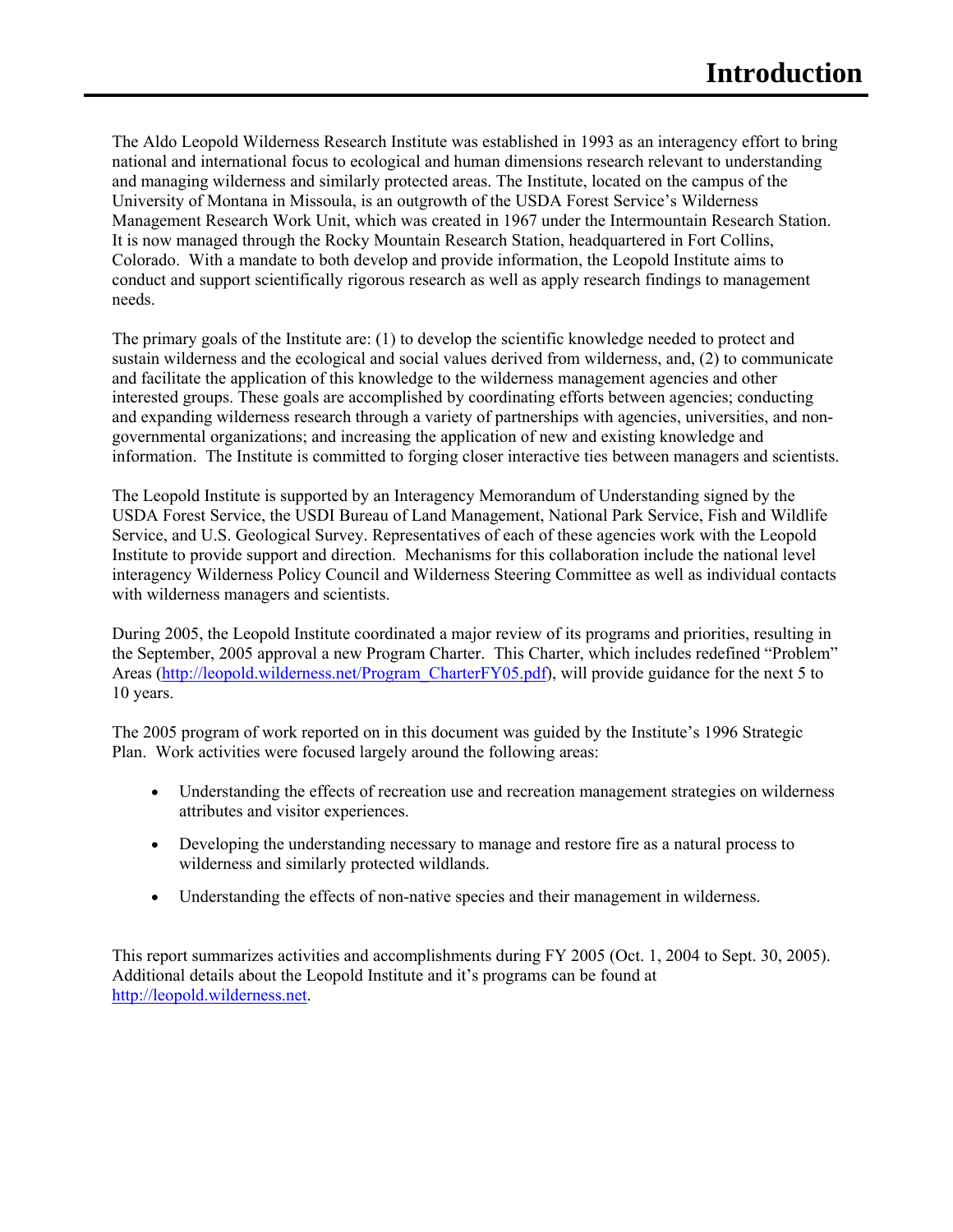# Introduction

The Aldo Leopold Wilderness Research Institute was established in 1993 as an interagency effort to bring national and international focus to ecological and human dimensions research relevant to understanding and managing wilderness and similarly protected areas. The Institute, located on the campus of the University of Montana in Missoula, is an outgrowth of the USDA Forest Service's Wilderness Management Research Work Unit, which was created in 1967 under the Intermountain Research Station. It is now managed through the Rocky Mountain Research Station, headquartered in Fort Collins, Colorado. With a mandate to both develop and provide information, the Leopold Institute aims to conduct and support scientifically rigorous research as well as apply research findings to management needs.

The primary goals of the Institute are: (1) to develop the scientific knowledge needed to protect and sustain wilderness and the ecological and social values derived from wilderness, and, (2) to communicate and facilitate the application of this knowledge to the wilderness management agencies and other interested groups. These goals are accomplished by coordinating efforts between agencies; conducting and expanding wilderness research through a variety of partnerships with agencies, universities, and non-governmental organizations; and increasing the application of new and existing knowledge and information. The Institute is committed to forging closer interactive ties between managers and scientists.

The Leopold Institute is supported by an Interagency Memorandum of Understanding signed by the USDA Forest Service, the USDI Bureau of Land Management, National Park Service, Fish and Wildlife Service, and U.S. Geological Survey. Representatives of each of these agencies work with the Leopold Institute to provide support and direction. Mechanisms for this collaboration include the national level interagency Wilderness Policy Council and Wilderness Steering Committee as well as individual contacts with wilderness managers and scientists.

During 2005, the Leopold Institute coordinated a major review of its programs and priorities, resulting in the September, 2005 approval a new Program Charter. This Charter, which includes redefined "Problem" Areas (http://leopold.wilderness.net/Program_CharterFY05.pdf), will provide guidance for the next 5 to 10 years.

The 2005 program of work reported on in this document was guided by the Institute's 1996 Strategic Plan. Work activities were focused largely around the following areas:

- Understanding the effects of recreation use and recreation management strategies on wilderness attributes and visitor experiences.
- Developing the understanding necessary to manage and restore fire as a natural process to wilderness and similarly protected wildlands.
- Understanding the effects of non-native species and their management in wilderness.

This report summarizes activities and accomplishments during FY 2005 (Oct. 1, 2004 to Sept. 30, 2005). Additional details about the Leopold Institute and it's programs can be found at http://leopold.wilderness.net.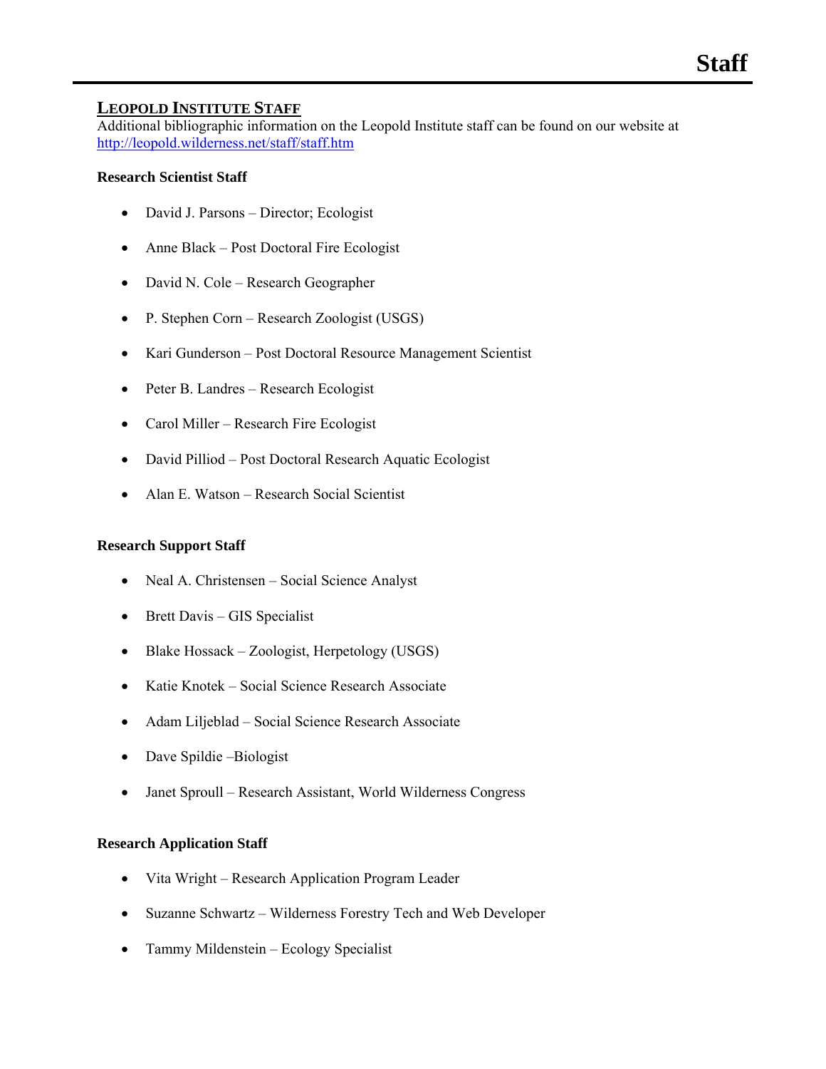# Staff

## LEOPOLD INSTITUTE STAFF

Additional bibliographic information on the Leopold Institute staff can be found on our website at http://leopold.wilderness.net/staff/staff.htm

### Research Scientist Staff

- David J. Parsons – Director; Ecologist
- Anne Black – Post Doctoral Fire Ecologist
- David N. Cole – Research Geographer
- P. Stephen Corn – Research Zoologist (USGS)
- Kari Gunderson – Post Doctoral Resource Management Scientist
- Peter B. Landres – Research Ecologist
- Carol Miller – Research Fire Ecologist
- David Pilliod – Post Doctoral Research Aquatic Ecologist
- Alan E. Watson – Research Social Scientist

### Research Support Staff

- Neal A. Christensen – Social Science Analyst
- Brett Davis – GIS Specialist
- Blake Hossack – Zoologist, Herpetology (USGS)
- Katie Knotek – Social Science Research Associate
- Adam Liljeblad – Social Science Research Associate
- Dave Spildie –Biologist
- Janet Sproull – Research Assistant, World Wilderness Congress

### Research Application Staff

- Vita Wright – Research Application Program Leader
- Suzanne Schwartz – Wilderness Forestry Tech and Web Developer
- Tammy Mildenstein – Ecology Specialist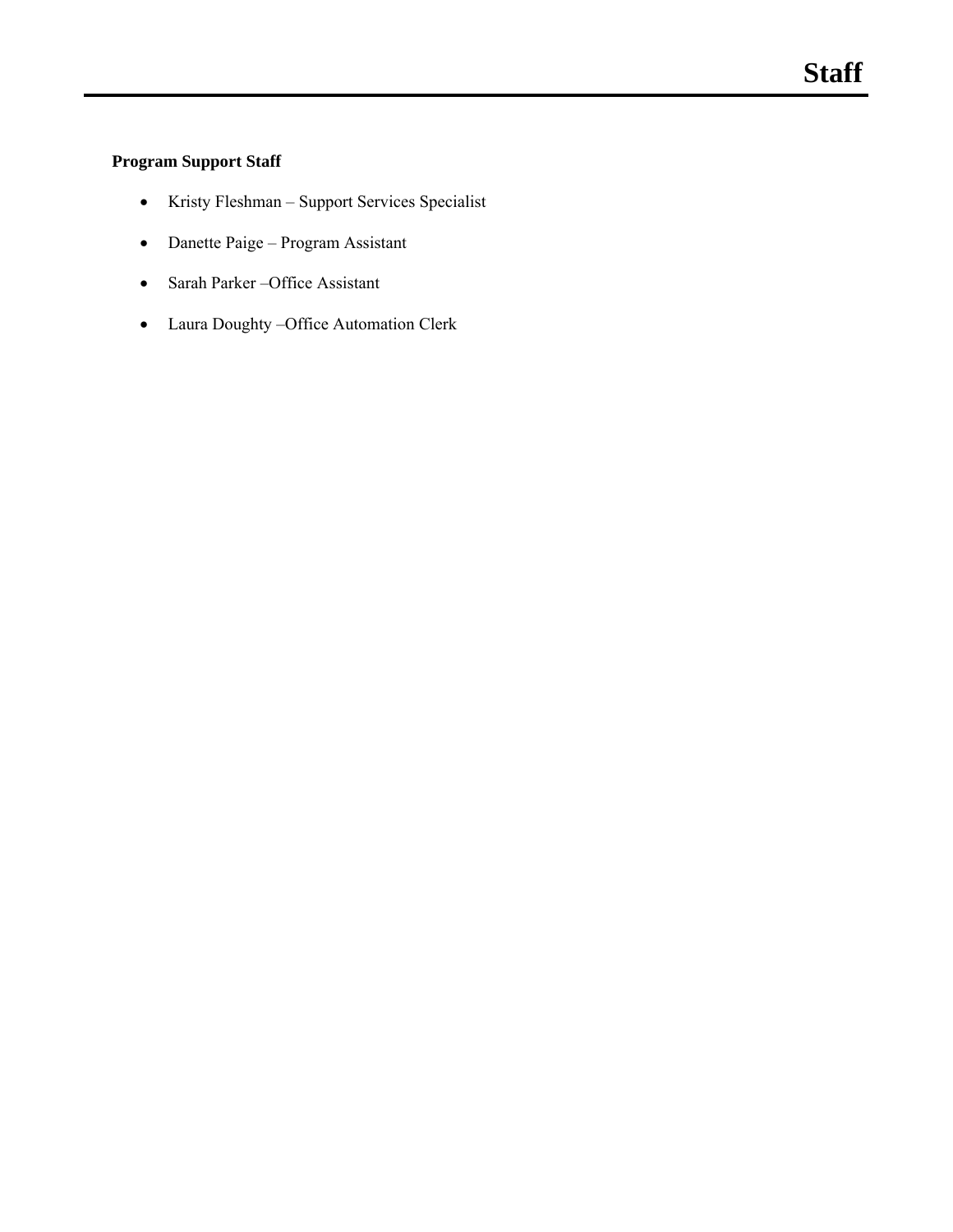# Staff

**Program Support Staff**

- Kristy Fleshman – Support Services Specialist
- Danette Paige – Program Assistant
- Sarah Parker –Office Assistant
- Laura Doughty –Office Automation Clerk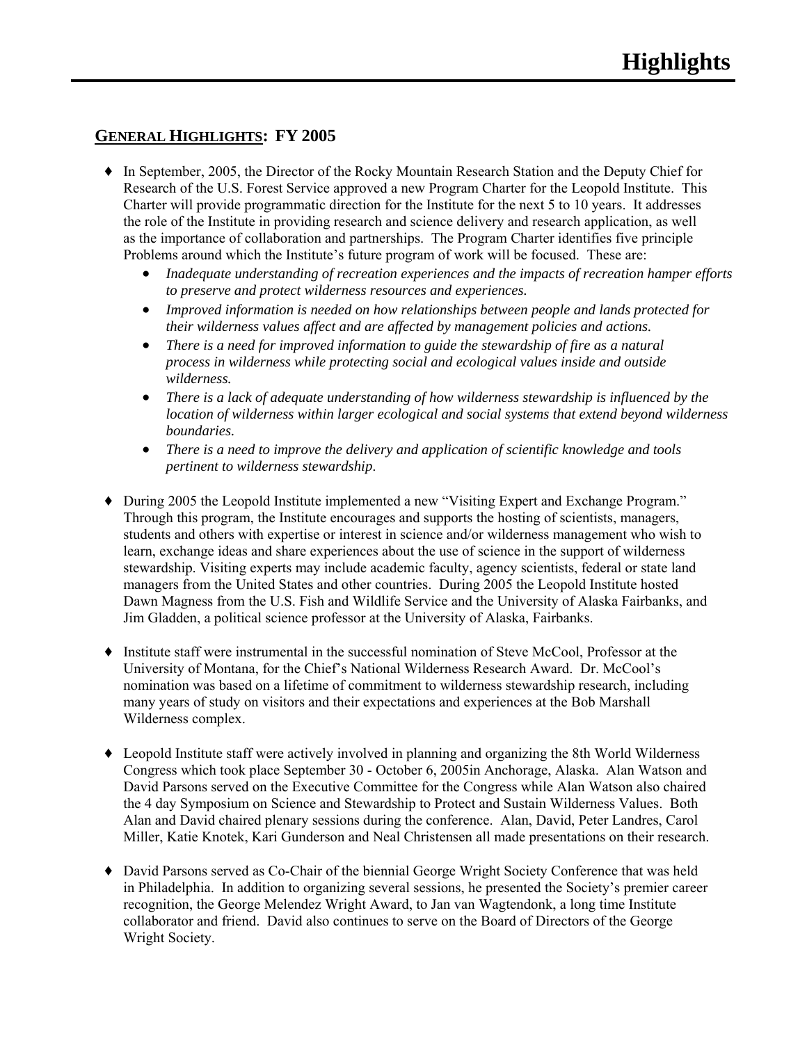# Highlights

## GENERAL HIGHLIGHTS: FY 2005

- In September, 2005, the Director of the Rocky Mountain Research Station and the Deputy Chief for Research of the U.S. Forest Service approved a new Program Charter for the Leopold Institute. This Charter will provide programmatic direction for the Institute for the next 5 to 10 years. It addresses the role of the Institute in providing research and science delivery and research application, as well as the importance of collaboration and partnerships. The Program Charter identifies five principle Problems around which the Institute's future program of work will be focused. These are:
  - *Inadequate understanding of recreation experiences and the impacts of recreation hamper efforts to preserve and protect wilderness resources and experiences.*
  - *Improved information is needed on how relationships between people and lands protected for their wilderness values affect and are affected by management policies and actions.*
  - *There is a need for improved information to guide the stewardship of fire as a natural process in wilderness while protecting social and ecological values inside and outside wilderness.*
  - *There is a lack of adequate understanding of how wilderness stewardship is influenced by the location of wilderness within larger ecological and social systems that extend beyond wilderness boundaries.*
  - *There is a need to improve the delivery and application of scientific knowledge and tools pertinent to wilderness stewardship*.

- During 2005 the Leopold Institute implemented a new "Visiting Expert and Exchange Program." Through this program, the Institute encourages and supports the hosting of scientists, managers, students and others with expertise or interest in science and/or wilderness management who wish to learn, exchange ideas and share experiences about the use of science in the support of wilderness stewardship. Visiting experts may include academic faculty, agency scientists, federal or state land managers from the United States and other countries. During 2005 the Leopold Institute hosted Dawn Magness from the U.S. Fish and Wildlife Service and the University of Alaska Fairbanks, and Jim Gladden, a political science professor at the University of Alaska, Fairbanks.

- Institute staff were instrumental in the successful nomination of Steve McCool, Professor at the University of Montana, for the Chief's National Wilderness Research Award. Dr. McCool's nomination was based on a lifetime of commitment to wilderness stewardship research, including many years of study on visitors and their expectations and experiences at the Bob Marshall Wilderness complex.

- Leopold Institute staff were actively involved in planning and organizing the 8th World Wilderness Congress which took place September 30 - October 6, 2005in Anchorage, Alaska. Alan Watson and David Parsons served on the Executive Committee for the Congress while Alan Watson also chaired the 4 day Symposium on Science and Stewardship to Protect and Sustain Wilderness Values. Both Alan and David chaired plenary sessions during the conference. Alan, David, Peter Landres, Carol Miller, Katie Knotek, Kari Gunderson and Neal Christensen all made presentations on their research.

- David Parsons served as Co-Chair of the biennial George Wright Society Conference that was held in Philadelphia. In addition to organizing several sessions, he presented the Society's premier career recognition, the George Melendez Wright Award, to Jan van Wagtendonk, a long time Institute collaborator and friend. David also continues to serve on the Board of Directors of the George Wright Society.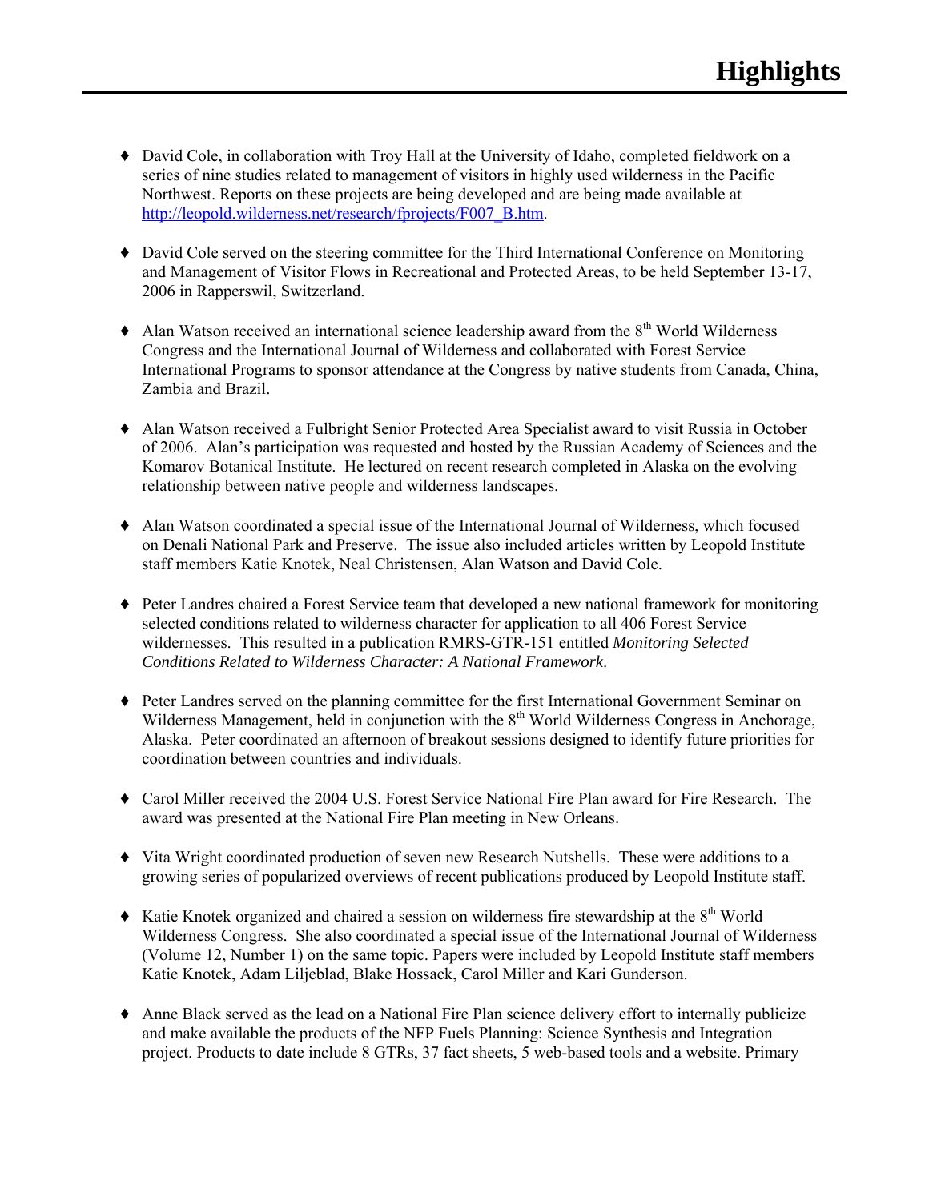# Highlights

- David Cole, in collaboration with Troy Hall at the University of Idaho, completed fieldwork on a series of nine studies related to management of visitors in highly used wilderness in the Pacific Northwest. Reports on these projects are being developed and are being made available at http://leopold.wilderness.net/research/fprojects/F007_B.htm.

- David Cole served on the steering committee for the Third International Conference on Monitoring and Management of Visitor Flows in Recreational and Protected Areas, to be held September 13-17, 2006 in Rapperswil, Switzerland.

- Alan Watson received an international science leadership award from the 8th World Wilderness Congress and the International Journal of Wilderness and collaborated with Forest Service International Programs to sponsor attendance at the Congress by native students from Canada, China, Zambia and Brazil.

- Alan Watson received a Fulbright Senior Protected Area Specialist award to visit Russia in October of 2006. Alan's participation was requested and hosted by the Russian Academy of Sciences and the Komarov Botanical Institute. He lectured on recent research completed in Alaska on the evolving relationship between native people and wilderness landscapes.

- Alan Watson coordinated a special issue of the International Journal of Wilderness, which focused on Denali National Park and Preserve. The issue also included articles written by Leopold Institute staff members Katie Knotek, Neal Christensen, Alan Watson and David Cole.

- Peter Landres chaired a Forest Service team that developed a new national framework for monitoring selected conditions related to wilderness character for application to all 406 Forest Service wildernesses. This resulted in a publication RMRS-GTR-151 entitled *Monitoring Selected Conditions Related to Wilderness Character: A National Framework*.

- Peter Landres served on the planning committee for the first International Government Seminar on Wilderness Management, held in conjunction with the 8th World Wilderness Congress in Anchorage, Alaska. Peter coordinated an afternoon of breakout sessions designed to identify future priorities for coordination between countries and individuals.

- Carol Miller received the 2004 U.S. Forest Service National Fire Plan award for Fire Research. The award was presented at the National Fire Plan meeting in New Orleans.

- Vita Wright coordinated production of seven new Research Nutshells. These were additions to a growing series of popularized overviews of recent publications produced by Leopold Institute staff.

- Katie Knotek organized and chaired a session on wilderness fire stewardship at the 8th World Wilderness Congress. She also coordinated a special issue of the International Journal of Wilderness (Volume 12, Number 1) on the same topic. Papers were included by Leopold Institute staff members Katie Knotek, Adam Liljeblad, Blake Hossack, Carol Miller and Kari Gunderson.

- Anne Black served as the lead on a National Fire Plan science delivery effort to internally publicize and make available the products of the NFP Fuels Planning: Science Synthesis and Integration project. Products to date include 8 GTRs, 37 fact sheets, 5 web-based tools and a website. Primary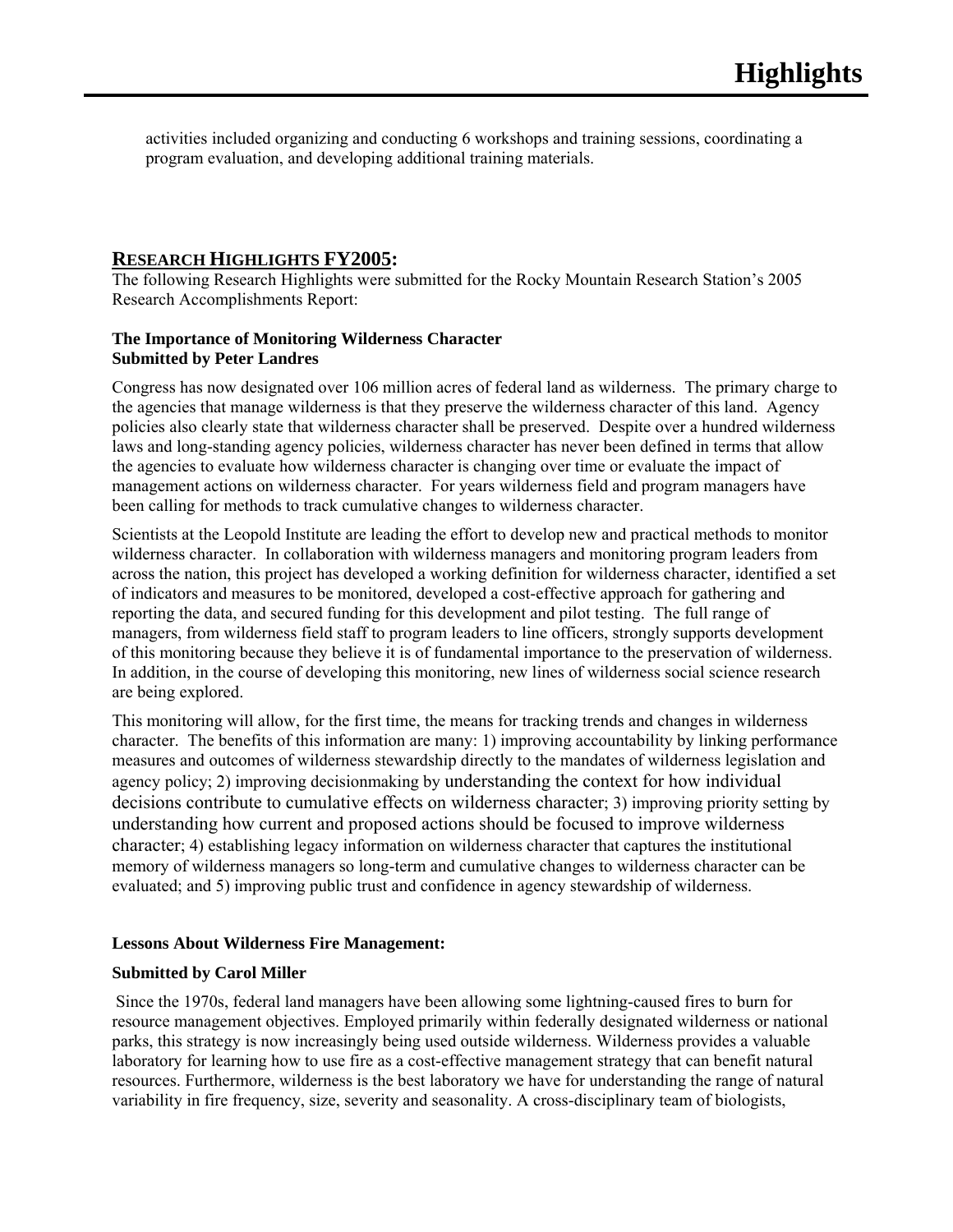activities included organizing and conducting 6 workshops and training sessions, coordinating a program evaluation, and developing additional training materials.

## RESEARCH HIGHLIGHTS FY2005:

The following Research Highlights were submitted for the Rocky Mountain Research Station's 2005 Research Accomplishments Report:

**The Importance of Monitoring Wilderness Character**
**Submitted by Peter Landres**

Congress has now designated over 106 million acres of federal land as wilderness. The primary charge to the agencies that manage wilderness is that they preserve the wilderness character of this land. Agency policies also clearly state that wilderness character shall be preserved. Despite over a hundred wilderness laws and long-standing agency policies, wilderness character has never been defined in terms that allow the agencies to evaluate how wilderness character is changing over time or evaluate the impact of management actions on wilderness character. For years wilderness field and program managers have been calling for methods to track cumulative changes to wilderness character.

Scientists at the Leopold Institute are leading the effort to develop new and practical methods to monitor wilderness character. In collaboration with wilderness managers and monitoring program leaders from across the nation, this project has developed a working definition for wilderness character, identified a set of indicators and measures to be monitored, developed a cost-effective approach for gathering and reporting the data, and secured funding for this development and pilot testing. The full range of managers, from wilderness field staff to program leaders to line officers, strongly supports development of this monitoring because they believe it is of fundamental importance to the preservation of wilderness. In addition, in the course of developing this monitoring, new lines of wilderness social science research are being explored.

This monitoring will allow, for the first time, the means for tracking trends and changes in wilderness character. The benefits of this information are many: 1) improving accountability by linking performance measures and outcomes of wilderness stewardship directly to the mandates of wilderness legislation and agency policy; 2) improving decisionmaking by understanding the context for how individual decisions contribute to cumulative effects on wilderness character; 3) improving priority setting by understanding how current and proposed actions should be focused to improve wilderness character; 4) establishing legacy information on wilderness character that captures the institutional memory of wilderness managers so long-term and cumulative changes to wilderness character can be evaluated; and 5) improving public trust and confidence in agency stewardship of wilderness.

**Lessons About Wilderness Fire Management:**

**Submitted by Carol Miller**

Since the 1970s, federal land managers have been allowing some lightning-caused fires to burn for resource management objectives. Employed primarily within federally designated wilderness or national parks, this strategy is now increasingly being used outside wilderness. Wilderness provides a valuable laboratory for learning how to use fire as a cost-effective management strategy that can benefit natural resources. Furthermore, wilderness is the best laboratory we have for understanding the range of natural variability in fire frequency, size, severity and seasonality. A cross-disciplinary team of biologists,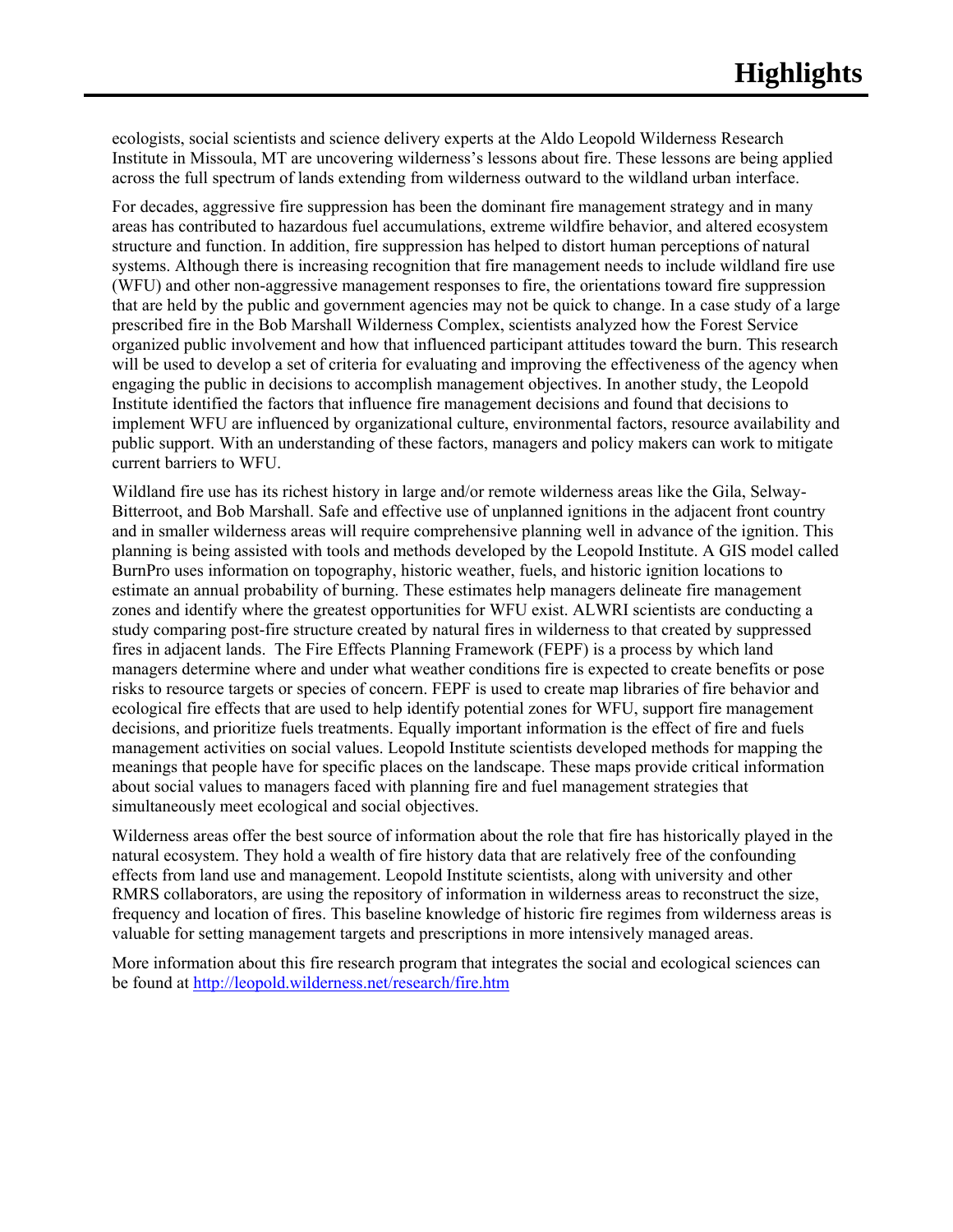ecologists, social scientists and science delivery experts at the Aldo Leopold Wilderness Research Institute in Missoula, MT are uncovering wilderness's lessons about fire. These lessons are being applied across the full spectrum of lands extending from wilderness outward to the wildland urban interface.

For decades, aggressive fire suppression has been the dominant fire management strategy and in many areas has contributed to hazardous fuel accumulations, extreme wildfire behavior, and altered ecosystem structure and function. In addition, fire suppression has helped to distort human perceptions of natural systems. Although there is increasing recognition that fire management needs to include wildland fire use (WFU) and other non-aggressive management responses to fire, the orientations toward fire suppression that are held by the public and government agencies may not be quick to change. In a case study of a large prescribed fire in the Bob Marshall Wilderness Complex, scientists analyzed how the Forest Service organized public involvement and how that influenced participant attitudes toward the burn. This research will be used to develop a set of criteria for evaluating and improving the effectiveness of the agency when engaging the public in decisions to accomplish management objectives. In another study, the Leopold Institute identified the factors that influence fire management decisions and found that decisions to implement WFU are influenced by organizational culture, environmental factors, resource availability and public support. With an understanding of these factors, managers and policy makers can work to mitigate current barriers to WFU.

Wildland fire use has its richest history in large and/or remote wilderness areas like the Gila, Selway-Bitterroot, and Bob Marshall. Safe and effective use of unplanned ignitions in the adjacent front country and in smaller wilderness areas will require comprehensive planning well in advance of the ignition. This planning is being assisted with tools and methods developed by the Leopold Institute. A GIS model called BurnPro uses information on topography, historic weather, fuels, and historic ignition locations to estimate an annual probability of burning. These estimates help managers delineate fire management zones and identify where the greatest opportunities for WFU exist. ALWRI scientists are conducting a study comparing post-fire structure created by natural fires in wilderness to that created by suppressed fires in adjacent lands. The Fire Effects Planning Framework (FEPF) is a process by which land managers determine where and under what weather conditions fire is expected to create benefits or pose risks to resource targets or species of concern. FEPF is used to create map libraries of fire behavior and ecological fire effects that are used to help identify potential zones for WFU, support fire management decisions, and prioritize fuels treatments. Equally important information is the effect of fire and fuels management activities on social values. Leopold Institute scientists developed methods for mapping the meanings that people have for specific places on the landscape. These maps provide critical information about social values to managers faced with planning fire and fuel management strategies that simultaneously meet ecological and social objectives.

Wilderness areas offer the best source of information about the role that fire has historically played in the natural ecosystem. They hold a wealth of fire history data that are relatively free of the confounding effects from land use and management. Leopold Institute scientists, along with university and other RMRS collaborators, are using the repository of information in wilderness areas to reconstruct the size, frequency and location of fires. This baseline knowledge of historic fire regimes from wilderness areas is valuable for setting management targets and prescriptions in more intensively managed areas.

More information about this fire research program that integrates the social and ecological sciences can be found at http://leopold.wilderness.net/research/fire.htm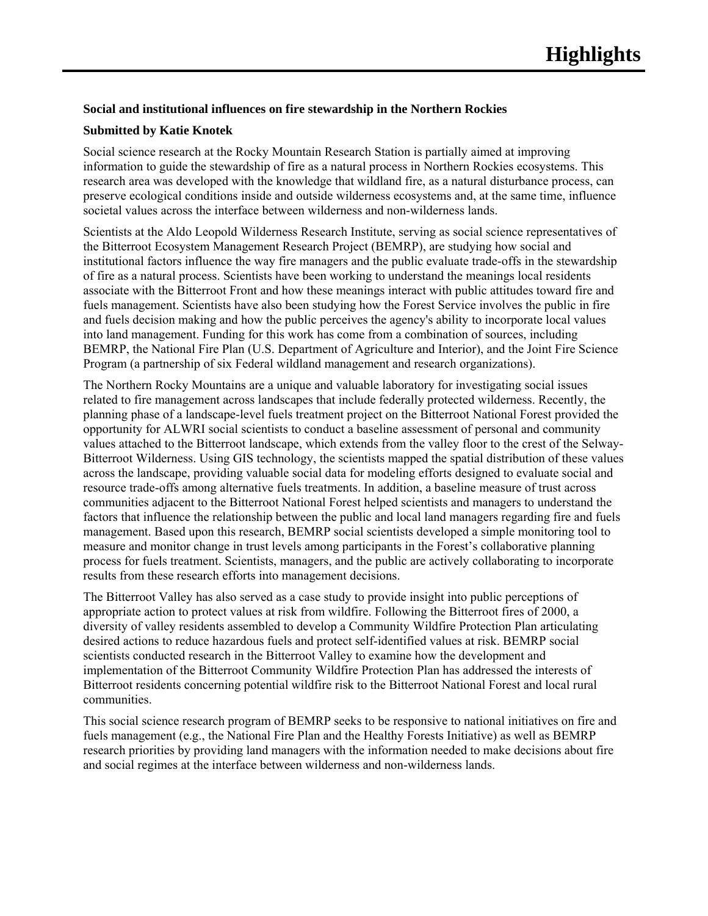# Highlights

**Social and institutional influences on fire stewardship in the Northern Rockies**

**Submitted by Katie Knotek**

Social science research at the Rocky Mountain Research Station is partially aimed at improving information to guide the stewardship of fire as a natural process in Northern Rockies ecosystems. This research area was developed with the knowledge that wildland fire, as a natural disturbance process, can preserve ecological conditions inside and outside wilderness ecosystems and, at the same time, influence societal values across the interface between wilderness and non-wilderness lands.

Scientists at the Aldo Leopold Wilderness Research Institute, serving as social science representatives of the Bitterroot Ecosystem Management Research Project (BEMRP), are studying how social and institutional factors influence the way fire managers and the public evaluate trade-offs in the stewardship of fire as a natural process. Scientists have been working to understand the meanings local residents associate with the Bitterroot Front and how these meanings interact with public attitudes toward fire and fuels management. Scientists have also been studying how the Forest Service involves the public in fire and fuels decision making and how the public perceives the agency's ability to incorporate local values into land management. Funding for this work has come from a combination of sources, including BEMRP, the National Fire Plan (U.S. Department of Agriculture and Interior), and the Joint Fire Science Program (a partnership of six Federal wildland management and research organizations).

The Northern Rocky Mountains are a unique and valuable laboratory for investigating social issues related to fire management across landscapes that include federally protected wilderness. Recently, the planning phase of a landscape-level fuels treatment project on the Bitterroot National Forest provided the opportunity for ALWRI social scientists to conduct a baseline assessment of personal and community values attached to the Bitterroot landscape, which extends from the valley floor to the crest of the Selway-Bitterroot Wilderness. Using GIS technology, the scientists mapped the spatial distribution of these values across the landscape, providing valuable social data for modeling efforts designed to evaluate social and resource trade-offs among alternative fuels treatments. In addition, a baseline measure of trust across communities adjacent to the Bitterroot National Forest helped scientists and managers to understand the factors that influence the relationship between the public and local land managers regarding fire and fuels management. Based upon this research, BEMRP social scientists developed a simple monitoring tool to measure and monitor change in trust levels among participants in the Forest's collaborative planning process for fuels treatment. Scientists, managers, and the public are actively collaborating to incorporate results from these research efforts into management decisions.

The Bitterroot Valley has also served as a case study to provide insight into public perceptions of appropriate action to protect values at risk from wildfire. Following the Bitterroot fires of 2000, a diversity of valley residents assembled to develop a Community Wildfire Protection Plan articulating desired actions to reduce hazardous fuels and protect self-identified values at risk. BEMRP social scientists conducted research in the Bitterroot Valley to examine how the development and implementation of the Bitterroot Community Wildfire Protection Plan has addressed the interests of Bitterroot residents concerning potential wildfire risk to the Bitterroot National Forest and local rural communities.

This social science research program of BEMRP seeks to be responsive to national initiatives on fire and fuels management (e.g., the National Fire Plan and the Healthy Forests Initiative) as well as BEMRP research priorities by providing land managers with the information needed to make decisions about fire and social regimes at the interface between wilderness and non-wilderness lands.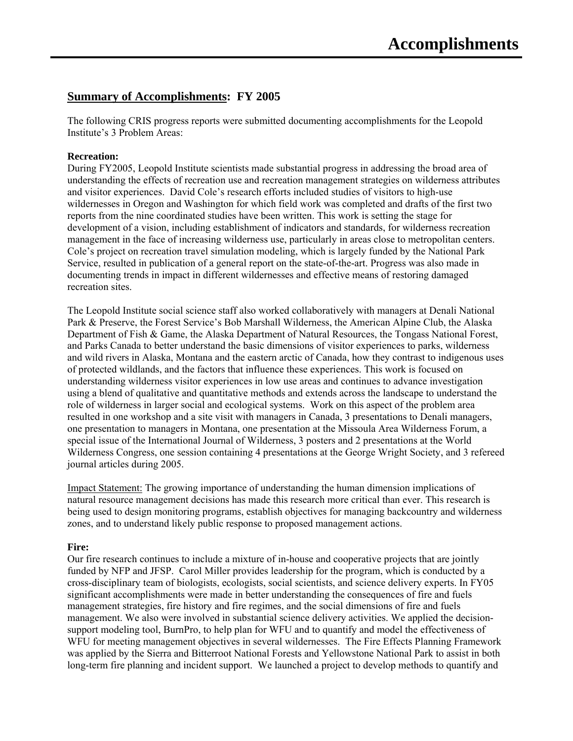# Accomplishments

## Summary of Accomplishments: FY 2005

The following CRIS progress reports were submitted documenting accomplishments for the Leopold Institute's 3 Problem Areas:

**Recreation:**
During FY2005, Leopold Institute scientists made substantial progress in addressing the broad area of understanding the effects of recreation use and recreation management strategies on wilderness attributes and visitor experiences. David Cole's research efforts included studies of visitors to high-use wildernesses in Oregon and Washington for which field work was completed and drafts of the first two reports from the nine coordinated studies have been written. This work is setting the stage for development of a vision, including establishment of indicators and standards, for wilderness recreation management in the face of increasing wilderness use, particularly in areas close to metropolitan centers. Cole's project on recreation travel simulation modeling, which is largely funded by the National Park Service, resulted in publication of a general report on the state-of-the-art. Progress was also made in documenting trends in impact in different wildernesses and effective means of restoring damaged recreation sites.

The Leopold Institute social science staff also worked collaboratively with managers at Denali National Park & Preserve, the Forest Service's Bob Marshall Wilderness, the American Alpine Club, the Alaska Department of Fish & Game, the Alaska Department of Natural Resources, the Tongass National Forest, and Parks Canada to better understand the basic dimensions of visitor experiences to parks, wilderness and wild rivers in Alaska, Montana and the eastern arctic of Canada, how they contrast to indigenous uses of protected wildlands, and the factors that influence these experiences. This work is focused on understanding wilderness visitor experiences in low use areas and continues to advance investigation using a blend of qualitative and quantitative methods and extends across the landscape to understand the role of wilderness in larger social and ecological systems. Work on this aspect of the problem area resulted in one workshop and a site visit with managers in Canada, 3 presentations to Denali managers, one presentation to managers in Montana, one presentation at the Missoula Area Wilderness Forum, a special issue of the International Journal of Wilderness, 3 posters and 2 presentations at the World Wilderness Congress, one session containing 4 presentations at the George Wright Society, and 3 refereed journal articles during 2005.

Impact Statement: The growing importance of understanding the human dimension implications of natural resource management decisions has made this research more critical than ever. This research is being used to design monitoring programs, establish objectives for managing backcountry and wilderness zones, and to understand likely public response to proposed management actions.

**Fire:**
Our fire research continues to include a mixture of in-house and cooperative projects that are jointly funded by NFP and JFSP. Carol Miller provides leadership for the program, which is conducted by a cross-disciplinary team of biologists, ecologists, social scientists, and science delivery experts. In FY05 significant accomplishments were made in better understanding the consequences of fire and fuels management strategies, fire history and fire regimes, and the social dimensions of fire and fuels management. We also were involved in substantial science delivery activities. We applied the decision-support modeling tool, BurnPro, to help plan for WFU and to quantify and model the effectiveness of WFU for meeting management objectives in several wildernesses. The Fire Effects Planning Framework was applied by the Sierra and Bitterroot National Forests and Yellowstone National Park to assist in both long-term fire planning and incident support. We launched a project to develop methods to quantify and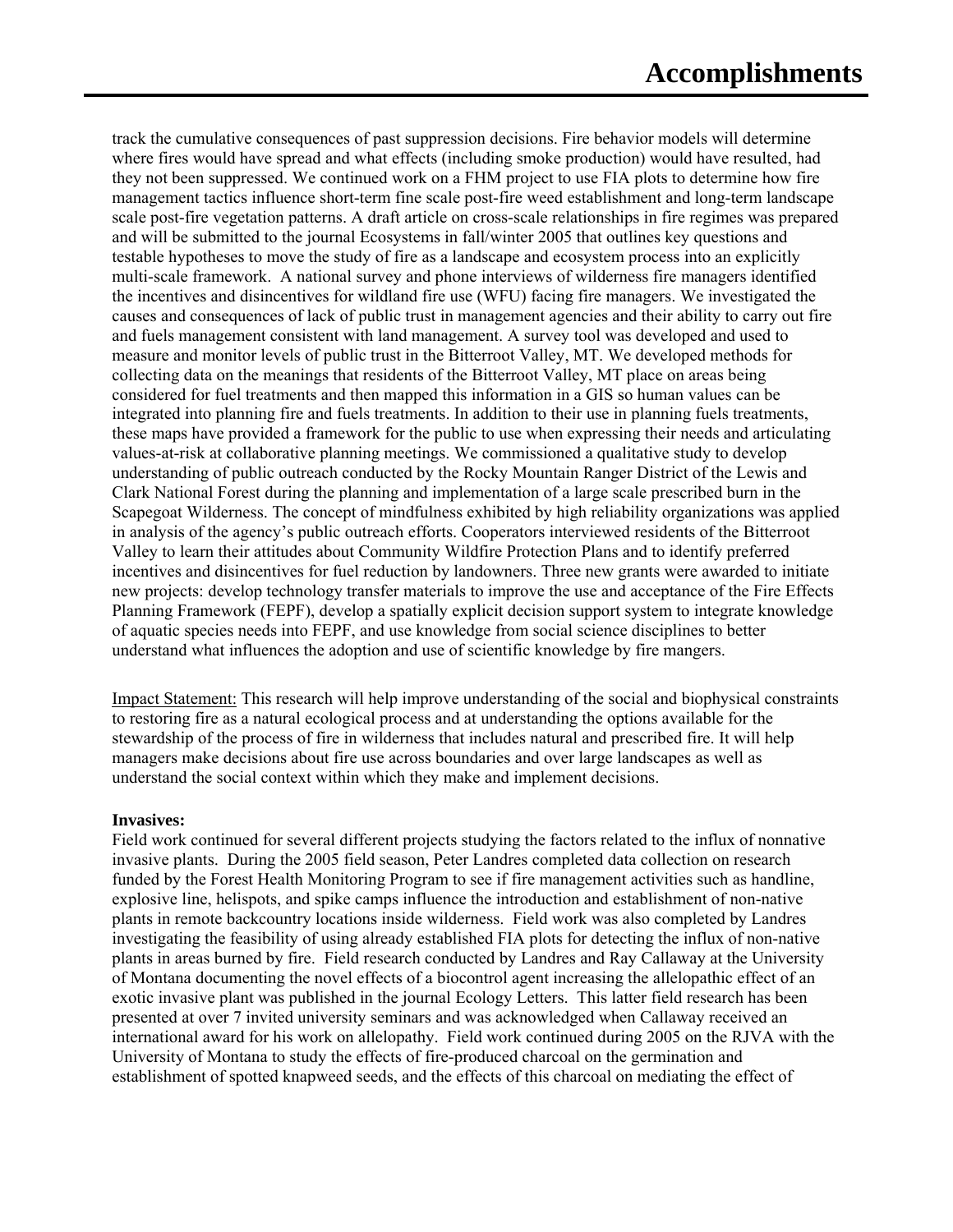track the cumulative consequences of past suppression decisions. Fire behavior models will determine where fires would have spread and what effects (including smoke production) would have resulted, had they not been suppressed. We continued work on a FHM project to use FIA plots to determine how fire management tactics influence short-term fine scale post-fire weed establishment and long-term landscape scale post-fire vegetation patterns. A draft article on cross-scale relationships in fire regimes was prepared and will be submitted to the journal Ecosystems in fall/winter 2005 that outlines key questions and testable hypotheses to move the study of fire as a landscape and ecosystem process into an explicitly multi-scale framework. A national survey and phone interviews of wilderness fire managers identified the incentives and disincentives for wildland fire use (WFU) facing fire managers. We investigated the causes and consequences of lack of public trust in management agencies and their ability to carry out fire and fuels management consistent with land management. A survey tool was developed and used to measure and monitor levels of public trust in the Bitterroot Valley, MT. We developed methods for collecting data on the meanings that residents of the Bitterroot Valley, MT place on areas being considered for fuel treatments and then mapped this information in a GIS so human values can be integrated into planning fire and fuels treatments. In addition to their use in planning fuels treatments, these maps have provided a framework for the public to use when expressing their needs and articulating values-at-risk at collaborative planning meetings. We commissioned a qualitative study to develop understanding of public outreach conducted by the Rocky Mountain Ranger District of the Lewis and Clark National Forest during the planning and implementation of a large scale prescribed burn in the Scapegoat Wilderness. The concept of mindfulness exhibited by high reliability organizations was applied in analysis of the agency's public outreach efforts. Cooperators interviewed residents of the Bitterroot Valley to learn their attitudes about Community Wildfire Protection Plans and to identify preferred incentives and disincentives for fuel reduction by landowners. Three new grants were awarded to initiate new projects: develop technology transfer materials to improve the use and acceptance of the Fire Effects Planning Framework (FEPF), develop a spatially explicit decision support system to integrate knowledge of aquatic species needs into FEPF, and use knowledge from social science disciplines to better understand what influences the adoption and use of scientific knowledge by fire mangers.

Impact Statement: This research will help improve understanding of the social and biophysical constraints to restoring fire as a natural ecological process and at understanding the options available for the stewardship of the process of fire in wilderness that includes natural and prescribed fire. It will help managers make decisions about fire use across boundaries and over large landscapes as well as understand the social context within which they make and implement decisions.

**Invasives:**

Field work continued for several different projects studying the factors related to the influx of nonnative invasive plants. During the 2005 field season, Peter Landres completed data collection on research funded by the Forest Health Monitoring Program to see if fire management activities such as handline, explosive line, helispots, and spike camps influence the introduction and establishment of non-native plants in remote backcountry locations inside wilderness. Field work was also completed by Landres investigating the feasibility of using already established FIA plots for detecting the influx of non-native plants in areas burned by fire. Field research conducted by Landres and Ray Callaway at the University of Montana documenting the novel effects of a biocontrol agent increasing the allelopathic effect of an exotic invasive plant was published in the journal Ecology Letters. This latter field research has been presented at over 7 invited university seminars and was acknowledged when Callaway received an international award for his work on allelopathy. Field work continued during 2005 on the RJVA with the University of Montana to study the effects of fire-produced charcoal on the germination and establishment of spotted knapweed seeds, and the effects of this charcoal on mediating the effect of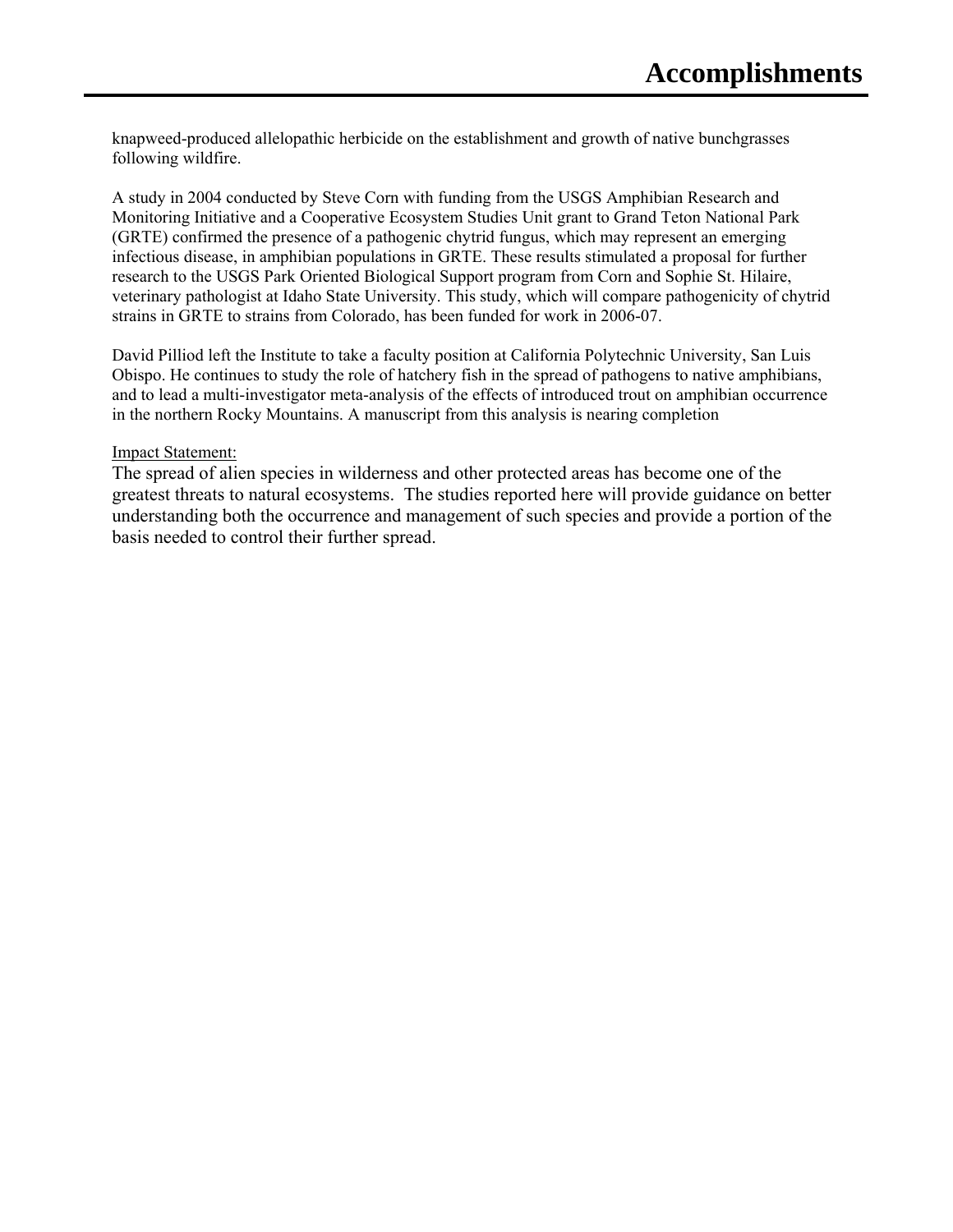knapweed-produced allelopathic herbicide on the establishment and growth of native bunchgrasses following wildfire.

A study in 2004 conducted by Steve Corn with funding from the USGS Amphibian Research and Monitoring Initiative and a Cooperative Ecosystem Studies Unit grant to Grand Teton National Park (GRTE) confirmed the presence of a pathogenic chytrid fungus, which may represent an emerging infectious disease, in amphibian populations in GRTE. These results stimulated a proposal for further research to the USGS Park Oriented Biological Support program from Corn and Sophie St. Hilaire, veterinary pathologist at Idaho State University. This study, which will compare pathogenicity of chytrid strains in GRTE to strains from Colorado, has been funded for work in 2006-07.

David Pilliod left the Institute to take a faculty position at California Polytechnic University, San Luis Obispo. He continues to study the role of hatchery fish in the spread of pathogens to native amphibians, and to lead a multi-investigator meta-analysis of the effects of introduced trout on amphibian occurrence in the northern Rocky Mountains. A manuscript from this analysis is nearing completion

Impact Statement:

The spread of alien species in wilderness and other protected areas has become one of the greatest threats to natural ecosystems. The studies reported here will provide guidance on better understanding both the occurrence and management of such species and provide a portion of the basis needed to control their further spread.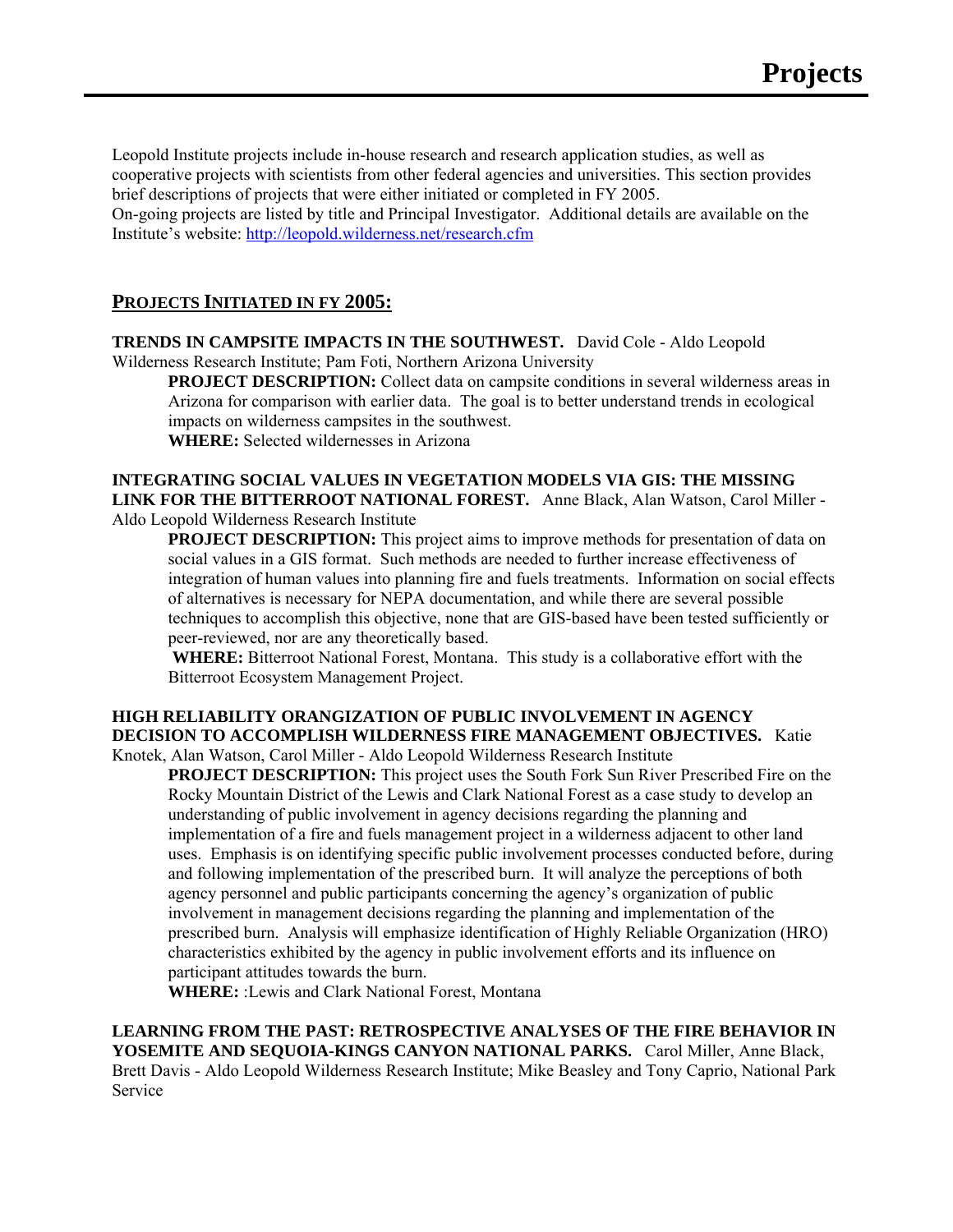# Projects

Leopold Institute projects include in-house research and research application studies, as well as cooperative projects with scientists from other federal agencies and universities. This section provides brief descriptions of projects that were either initiated or completed in FY 2005.
On-going projects are listed by title and Principal Investigator. Additional details are available on the Institute's website: http://leopold.wilderness.net/research.cfm

## PROJECTS INITIATED IN FY 2005:

**TRENDS IN CAMPSITE IMPACTS IN THE SOUTHWEST.** David Cole - Aldo Leopold Wilderness Research Institute; Pam Foti, Northern Arizona University

> **PROJECT DESCRIPTION:** Collect data on campsite conditions in several wilderness areas in Arizona for comparison with earlier data. The goal is to better understand trends in ecological impacts on wilderness campsites in the southwest.
> **WHERE:** Selected wildernesses in Arizona

**INTEGRATING SOCIAL VALUES IN VEGETATION MODELS VIA GIS: THE MISSING LINK FOR THE BITTERROOT NATIONAL FOREST.** Anne Black, Alan Watson, Carol Miller - Aldo Leopold Wilderness Research Institute

> **PROJECT DESCRIPTION:** This project aims to improve methods for presentation of data on social values in a GIS format. Such methods are needed to further increase effectiveness of integration of human values into planning fire and fuels treatments. Information on social effects of alternatives is necessary for NEPA documentation, and while there are several possible techniques to accomplish this objective, none that are GIS-based have been tested sufficiently or peer-reviewed, nor are any theoretically based.
> **WHERE:** Bitterroot National Forest, Montana. This study is a collaborative effort with the Bitterroot Ecosystem Management Project.

**HIGH RELIABILITY ORANGIZATION OF PUBLIC INVOLVEMENT IN AGENCY DECISION TO ACCOMPLISH WILDERNESS FIRE MANAGEMENT OBJECTIVES.** Katie Knotek, Alan Watson, Carol Miller - Aldo Leopold Wilderness Research Institute

> **PROJECT DESCRIPTION:** This project uses the South Fork Sun River Prescribed Fire on the Rocky Mountain District of the Lewis and Clark National Forest as a case study to develop an understanding of public involvement in agency decisions regarding the planning and implementation of a fire and fuels management project in a wilderness adjacent to other land uses. Emphasis is on identifying specific public involvement processes conducted before, during and following implementation of the prescribed burn. It will analyze the perceptions of both agency personnel and public participants concerning the agency's organization of public involvement in management decisions regarding the planning and implementation of the prescribed burn. Analysis will emphasize identification of Highly Reliable Organization (HRO) characteristics exhibited by the agency in public involvement efforts and its influence on participant attitudes towards the burn.
> **WHERE:** :Lewis and Clark National Forest, Montana

**LEARNING FROM THE PAST: RETROSPECTIVE ANALYSES OF THE FIRE BEHAVIOR IN YOSEMITE AND SEQUOIA-KINGS CANYON NATIONAL PARKS.** Carol Miller, Anne Black, Brett Davis - Aldo Leopold Wilderness Research Institute; Mike Beasley and Tony Caprio, National Park Service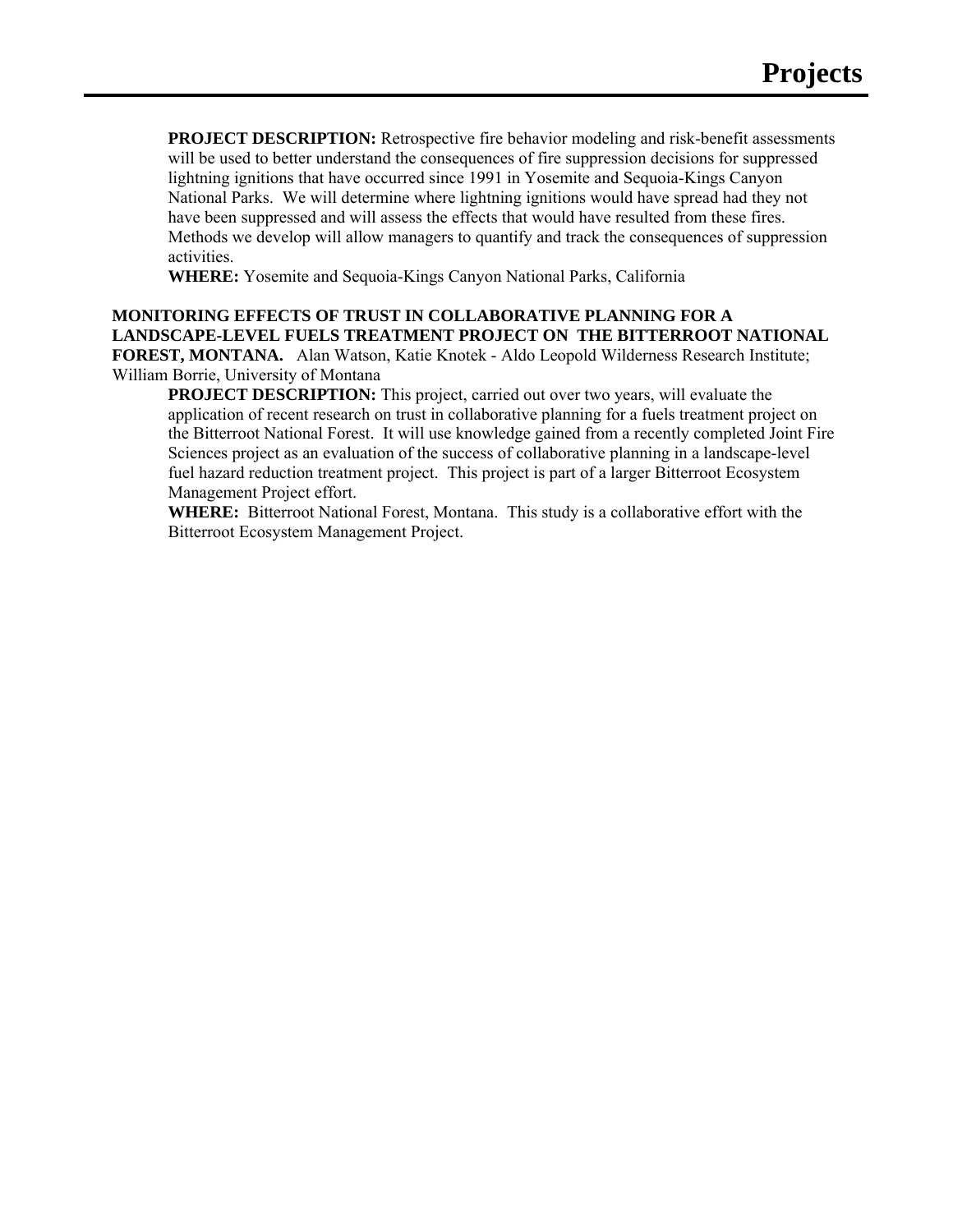**PROJECT DESCRIPTION:** Retrospective fire behavior modeling and risk-benefit assessments will be used to better understand the consequences of fire suppression decisions for suppressed lightning ignitions that have occurred since 1991 in Yosemite and Sequoia-Kings Canyon National Parks. We will determine where lightning ignitions would have spread had they not have been suppressed and will assess the effects that would have resulted from these fires. Methods we develop will allow managers to quantify and track the consequences of suppression activities.

**WHERE:** Yosemite and Sequoia-Kings Canyon National Parks, California

**MONITORING EFFECTS OF TRUST IN COLLABORATIVE PLANNING FOR A LANDSCAPE-LEVEL FUELS TREATMENT PROJECT ON THE BITTERROOT NATIONAL FOREST, MONTANA.** Alan Watson, Katie Knotek - Aldo Leopold Wilderness Research Institute; William Borrie, University of Montana

**PROJECT DESCRIPTION:** This project, carried out over two years, will evaluate the application of recent research on trust in collaborative planning for a fuels treatment project on the Bitterroot National Forest. It will use knowledge gained from a recently completed Joint Fire Sciences project as an evaluation of the success of collaborative planning in a landscape-level fuel hazard reduction treatment project. This project is part of a larger Bitterroot Ecosystem Management Project effort.

**WHERE:** Bitterroot National Forest, Montana. This study is a collaborative effort with the Bitterroot Ecosystem Management Project.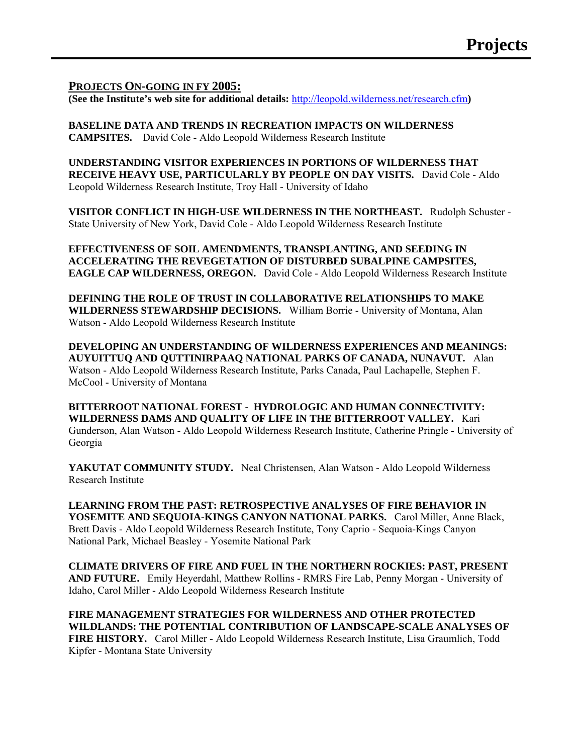# Projects

## PROJECTS ON-GOING IN FY 2005:

**(See the Institute's web site for additional details:** http://leopold.wilderness.net/research.cfm**)**

**BASELINE DATA AND TRENDS IN RECREATION IMPACTS ON WILDERNESS CAMPSITES.** David Cole - Aldo Leopold Wilderness Research Institute

**UNDERSTANDING VISITOR EXPERIENCES IN PORTIONS OF WILDERNESS THAT RECEIVE HEAVY USE, PARTICULARLY BY PEOPLE ON DAY VISITS.** David Cole - Aldo Leopold Wilderness Research Institute, Troy Hall - University of Idaho

**VISITOR CONFLICT IN HIGH-USE WILDERNESS IN THE NORTHEAST.** Rudolph Schuster - State University of New York, David Cole - Aldo Leopold Wilderness Research Institute

**EFFECTIVENESS OF SOIL AMENDMENTS, TRANSPLANTING, AND SEEDING IN ACCELERATING THE REVEGETATION OF DISTURBED SUBALPINE CAMPSITES, EAGLE CAP WILDERNESS, OREGON.** David Cole - Aldo Leopold Wilderness Research Institute

**DEFINING THE ROLE OF TRUST IN COLLABORATIVE RELATIONSHIPS TO MAKE WILDERNESS STEWARDSHIP DECISIONS.** William Borrie - University of Montana, Alan Watson - Aldo Leopold Wilderness Research Institute

**DEVELOPING AN UNDERSTANDING OF WILDERNESS EXPERIENCES AND MEANINGS: AUYUITTUQ AND QUTTINIRPAAQ NATIONAL PARKS OF CANADA, NUNAVUT.** Alan Watson - Aldo Leopold Wilderness Research Institute, Parks Canada, Paul Lachapelle, Stephen F. McCool - University of Montana

**BITTERROOT NATIONAL FOREST - HYDROLOGIC AND HUMAN CONNECTIVITY: WILDERNESS DAMS AND QUALITY OF LIFE IN THE BITTERROOT VALLEY.** Kari Gunderson, Alan Watson - Aldo Leopold Wilderness Research Institute, Catherine Pringle - University of Georgia

**YAKUTAT COMMUNITY STUDY.** Neal Christensen, Alan Watson - Aldo Leopold Wilderness Research Institute

**LEARNING FROM THE PAST: RETROSPECTIVE ANALYSES OF FIRE BEHAVIOR IN YOSEMITE AND SEQUOIA-KINGS CANYON NATIONAL PARKS.** Carol Miller, Anne Black, Brett Davis - Aldo Leopold Wilderness Research Institute, Tony Caprio - Sequoia-Kings Canyon National Park, Michael Beasley - Yosemite National Park

**CLIMATE DRIVERS OF FIRE AND FUEL IN THE NORTHERN ROCKIES: PAST, PRESENT AND FUTURE.** Emily Heyerdahl, Matthew Rollins - RMRS Fire Lab, Penny Morgan - University of Idaho, Carol Miller - Aldo Leopold Wilderness Research Institute

**FIRE MANAGEMENT STRATEGIES FOR WILDERNESS AND OTHER PROTECTED WILDLANDS: THE POTENTIAL CONTRIBUTION OF LANDSCAPE-SCALE ANALYSES OF FIRE HISTORY.** Carol Miller - Aldo Leopold Wilderness Research Institute, Lisa Graumlich, Todd Kipfer - Montana State University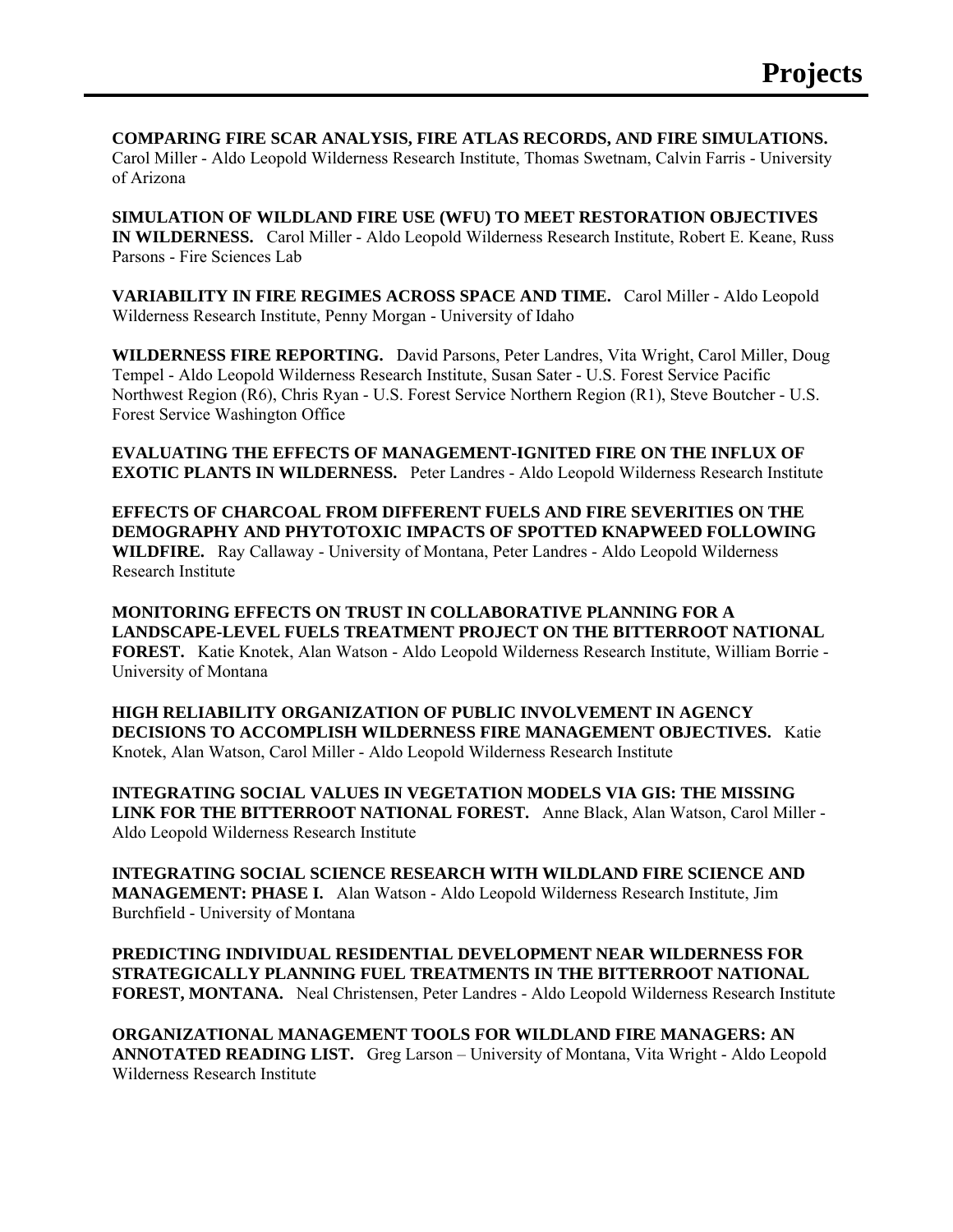# Projects

**COMPARING FIRE SCAR ANALYSIS, FIRE ATLAS RECORDS, AND FIRE SIMULATIONS.** Carol Miller - Aldo Leopold Wilderness Research Institute, Thomas Swetnam, Calvin Farris - University of Arizona

**SIMULATION OF WILDLAND FIRE USE (WFU) TO MEET RESTORATION OBJECTIVES IN WILDERNESS.** Carol Miller - Aldo Leopold Wilderness Research Institute, Robert E. Keane, Russ Parsons - Fire Sciences Lab

**VARIABILITY IN FIRE REGIMES ACROSS SPACE AND TIME.** Carol Miller - Aldo Leopold Wilderness Research Institute, Penny Morgan - University of Idaho

**WILDERNESS FIRE REPORTING.** David Parsons, Peter Landres, Vita Wright, Carol Miller, Doug Tempel - Aldo Leopold Wilderness Research Institute, Susan Sater - U.S. Forest Service Pacific Northwest Region (R6), Chris Ryan - U.S. Forest Service Northern Region (R1), Steve Boutcher - U.S. Forest Service Washington Office

**EVALUATING THE EFFECTS OF MANAGEMENT-IGNITED FIRE ON THE INFLUX OF EXOTIC PLANTS IN WILDERNESS.** Peter Landres - Aldo Leopold Wilderness Research Institute

**EFFECTS OF CHARCOAL FROM DIFFERENT FUELS AND FIRE SEVERITIES ON THE DEMOGRAPHY AND PHYTOTOXIC IMPACTS OF SPOTTED KNAPWEED FOLLOWING WILDFIRE.** Ray Callaway - University of Montana, Peter Landres - Aldo Leopold Wilderness Research Institute

**MONITORING EFFECTS ON TRUST IN COLLABORATIVE PLANNING FOR A LANDSCAPE-LEVEL FUELS TREATMENT PROJECT ON THE BITTERROOT NATIONAL FOREST.** Katie Knotek, Alan Watson - Aldo Leopold Wilderness Research Institute, William Borrie - University of Montana

**HIGH RELIABILITY ORGANIZATION OF PUBLIC INVOLVEMENT IN AGENCY DECISIONS TO ACCOMPLISH WILDERNESS FIRE MANAGEMENT OBJECTIVES.** Katie Knotek, Alan Watson, Carol Miller - Aldo Leopold Wilderness Research Institute

**INTEGRATING SOCIAL VALUES IN VEGETATION MODELS VIA GIS: THE MISSING LINK FOR THE BITTERROOT NATIONAL FOREST.** Anne Black, Alan Watson, Carol Miller - Aldo Leopold Wilderness Research Institute

**INTEGRATING SOCIAL SCIENCE RESEARCH WITH WILDLAND FIRE SCIENCE AND MANAGEMENT: PHASE I.** Alan Watson - Aldo Leopold Wilderness Research Institute, Jim Burchfield - University of Montana

**PREDICTING INDIVIDUAL RESIDENTIAL DEVELOPMENT NEAR WILDERNESS FOR STRATEGICALLY PLANNING FUEL TREATMENTS IN THE BITTERROOT NATIONAL FOREST, MONTANA.** Neal Christensen, Peter Landres - Aldo Leopold Wilderness Research Institute

**ORGANIZATIONAL MANAGEMENT TOOLS FOR WILDLAND FIRE MANAGERS: AN ANNOTATED READING LIST.** Greg Larson – University of Montana, Vita Wright - Aldo Leopold Wilderness Research Institute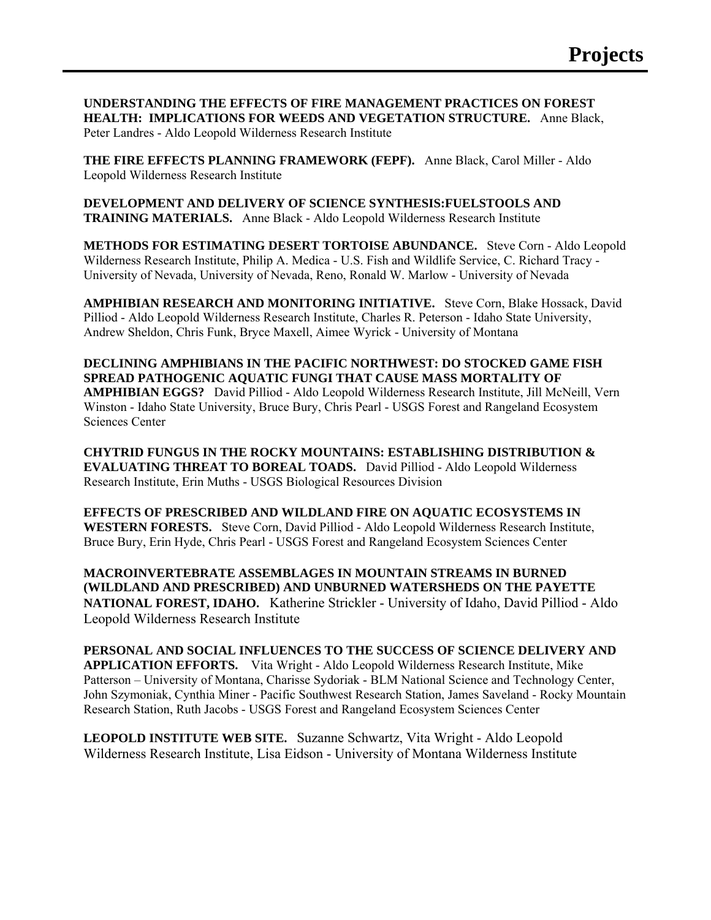# Projects

**UNDERSTANDING THE EFFECTS OF FIRE MANAGEMENT PRACTICES ON FOREST HEALTH: IMPLICATIONS FOR WEEDS AND VEGETATION STRUCTURE.** Anne Black, Peter Landres - Aldo Leopold Wilderness Research Institute

**THE FIRE EFFECTS PLANNING FRAMEWORK (FEPF).** Anne Black, Carol Miller - Aldo Leopold Wilderness Research Institute

**DEVELOPMENT AND DELIVERY OF SCIENCE SYNTHESIS:FUELSTOOLS AND TRAINING MATERIALS.** Anne Black - Aldo Leopold Wilderness Research Institute

**METHODS FOR ESTIMATING DESERT TORTOISE ABUNDANCE.** Steve Corn - Aldo Leopold Wilderness Research Institute, Philip A. Medica - U.S. Fish and Wildlife Service, C. Richard Tracy - University of Nevada, University of Nevada, Reno, Ronald W. Marlow - University of Nevada

**AMPHIBIAN RESEARCH AND MONITORING INITIATIVE.** Steve Corn, Blake Hossack, David Pilliod - Aldo Leopold Wilderness Research Institute, Charles R. Peterson - Idaho State University, Andrew Sheldon, Chris Funk, Bryce Maxell, Aimee Wyrick - University of Montana

**DECLINING AMPHIBIANS IN THE PACIFIC NORTHWEST: DO STOCKED GAME FISH SPREAD PATHOGENIC AQUATIC FUNGI THAT CAUSE MASS MORTALITY OF AMPHIBIAN EGGS?** David Pilliod - Aldo Leopold Wilderness Research Institute, Jill McNeill, Vern Winston - Idaho State University, Bruce Bury, Chris Pearl - USGS Forest and Rangeland Ecosystem Sciences Center

**CHYTRID FUNGUS IN THE ROCKY MOUNTAINS: ESTABLISHING DISTRIBUTION & EVALUATING THREAT TO BOREAL TOADS.** David Pilliod - Aldo Leopold Wilderness Research Institute, Erin Muths - USGS Biological Resources Division

**EFFECTS OF PRESCRIBED AND WILDLAND FIRE ON AQUATIC ECOSYSTEMS IN WESTERN FORESTS.** Steve Corn, David Pilliod - Aldo Leopold Wilderness Research Institute, Bruce Bury, Erin Hyde, Chris Pearl - USGS Forest and Rangeland Ecosystem Sciences Center

**MACROINVERTEBRATE ASSEMBLAGES IN MOUNTAIN STREAMS IN BURNED (WILDLAND AND PRESCRIBED) AND UNBURNED WATERSHEDS ON THE PAYETTE NATIONAL FOREST, IDAHO.** Katherine Strickler - University of Idaho, David Pilliod - Aldo Leopold Wilderness Research Institute

**PERSONAL AND SOCIAL INFLUENCES TO THE SUCCESS OF SCIENCE DELIVERY AND APPLICATION EFFORTS.** Vita Wright - Aldo Leopold Wilderness Research Institute, Mike Patterson – University of Montana, Charisse Sydoriak - BLM National Science and Technology Center, John Szymoniak, Cynthia Miner - Pacific Southwest Research Station, James Saveland - Rocky Mountain Research Station, Ruth Jacobs - USGS Forest and Rangeland Ecosystem Sciences Center

**LEOPOLD INSTITUTE WEB SITE.** Suzanne Schwartz, Vita Wright - Aldo Leopold Wilderness Research Institute, Lisa Eidson - University of Montana Wilderness Institute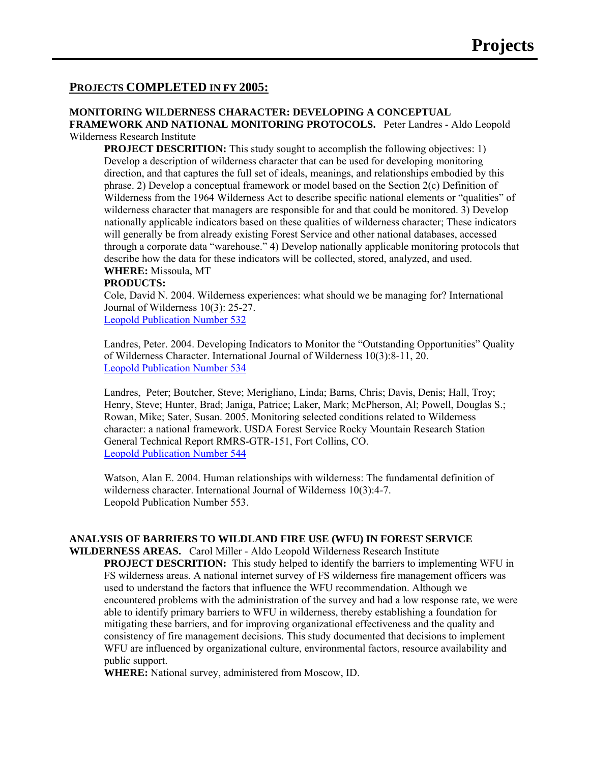# Projects

## PROJECTS COMPLETED IN FY 2005:

**MONITORING WILDERNESS CHARACTER: DEVELOPING A CONCEPTUAL FRAMEWORK AND NATIONAL MONITORING PROTOCOLS.** Peter Landres - Aldo Leopold Wilderness Research Institute

**PROJECT DESCRITION:** This study sought to accomplish the following objectives: 1) Develop a description of wilderness character that can be used for developing monitoring direction, and that captures the full set of ideals, meanings, and relationships embodied by this phrase. 2) Develop a conceptual framework or model based on the Section 2(c) Definition of Wilderness from the 1964 Wilderness Act to describe specific national elements or "qualities" of wilderness character that managers are responsible for and that could be monitored. 3) Develop nationally applicable indicators based on these qualities of wilderness character; These indicators will generally be from already existing Forest Service and other national databases, accessed through a corporate data "warehouse." 4) Develop nationally applicable monitoring protocols that describe how the data for these indicators will be collected, stored, analyzed, and used.

**WHERE:** Missoula, MT

**PRODUCTS:**

Cole, David N. 2004. Wilderness experiences: what should we be managing for? International Journal of Wilderness 10(3): 25-27.
Leopold Publication Number 532

Landres, Peter. 2004. Developing Indicators to Monitor the "Outstanding Opportunities" Quality of Wilderness Character. International Journal of Wilderness 10(3):8-11, 20.
Leopold Publication Number 534

Landres, Peter; Boutcher, Steve; Merigliano, Linda; Barns, Chris; Davis, Denis; Hall, Troy; Henry, Steve; Hunter, Brad; Janiga, Patrice; Laker, Mark; McPherson, Al; Powell, Douglas S.; Rowan, Mike; Sater, Susan. 2005. Monitoring selected conditions related to Wilderness character: a national framework. USDA Forest Service Rocky Mountain Research Station General Technical Report RMRS-GTR-151, Fort Collins, CO.
Leopold Publication Number 544

Watson, Alan E. 2004. Human relationships with wilderness: The fundamental definition of wilderness character. International Journal of Wilderness 10(3):4-7.
Leopold Publication Number 553.

**ANALYSIS OF BARRIERS TO WILDLAND FIRE USE (WFU) IN FOREST SERVICE WILDERNESS AREAS.** Carol Miller - Aldo Leopold Wilderness Research Institute

**PROJECT DESCRITION:** This study helped to identify the barriers to implementing WFU in FS wilderness areas. A national internet survey of FS wilderness fire management officers was used to understand the factors that influence the WFU recommendation. Although we encountered problems with the administration of the survey and had a low response rate, we were able to identify primary barriers to WFU in wilderness, thereby establishing a foundation for mitigating these barriers, and for improving organizational effectiveness and the quality and consistency of fire management decisions. This study documented that decisions to implement WFU are influenced by organizational culture, environmental factors, resource availability and public support.

**WHERE:** National survey, administered from Moscow, ID.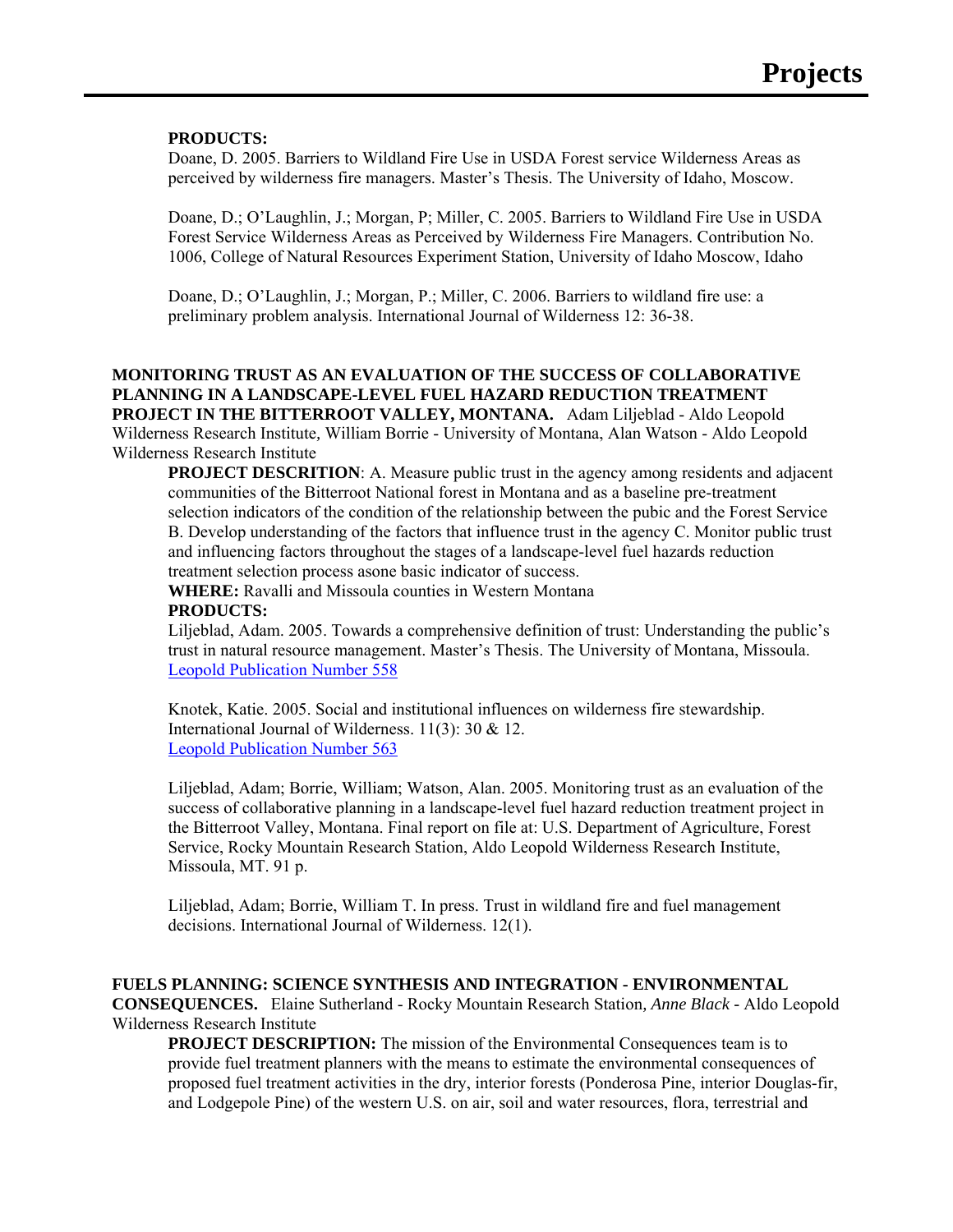**PRODUCTS:**

Doane, D. 2005. Barriers to Wildland Fire Use in USDA Forest service Wilderness Areas as perceived by wilderness fire managers. Master's Thesis. The University of Idaho, Moscow.

Doane, D.; O'Laughlin, J.; Morgan, P; Miller, C. 2005. Barriers to Wildland Fire Use in USDA Forest Service Wilderness Areas as Perceived by Wilderness Fire Managers. Contribution No. 1006, College of Natural Resources Experiment Station, University of Idaho Moscow, Idaho

Doane, D.; O'Laughlin, J.; Morgan, P.; Miller, C. 2006. Barriers to wildland fire use: a preliminary problem analysis. International Journal of Wilderness 12: 36-38.

**MONITORING TRUST AS AN EVALUATION OF THE SUCCESS OF COLLABORATIVE PLANNING IN A LANDSCAPE-LEVEL FUEL HAZARD REDUCTION TREATMENT PROJECT IN THE BITTERROOT VALLEY, MONTANA.** Adam Liljeblad - Aldo Leopold Wilderness Research Institute, William Borrie - University of Montana, Alan Watson - Aldo Leopold Wilderness Research Institute

**PROJECT DESCRITION**: A. Measure public trust in the agency among residents and adjacent communities of the Bitterroot National forest in Montana and as a baseline pre-treatment selection indicators of the condition of the relationship between the pubic and the Forest Service B. Develop understanding of the factors that influence trust in the agency C. Monitor public trust and influencing factors throughout the stages of a landscape-level fuel hazards reduction treatment selection process asone basic indicator of success.

**WHERE:** Ravalli and Missoula counties in Western Montana

**PRODUCTS:**

Liljeblad, Adam. 2005. Towards a comprehensive definition of trust: Understanding the public's trust in natural resource management. Master's Thesis. The University of Montana, Missoula. Leopold Publication Number 558

Knotek, Katie. 2005. Social and institutional influences on wilderness fire stewardship. International Journal of Wilderness. 11(3): 30 & 12. Leopold Publication Number 563

Liljeblad, Adam; Borrie, William; Watson, Alan. 2005. Monitoring trust as an evaluation of the success of collaborative planning in a landscape-level fuel hazard reduction treatment project in the Bitterroot Valley, Montana. Final report on file at: U.S. Department of Agriculture, Forest Service, Rocky Mountain Research Station, Aldo Leopold Wilderness Research Institute, Missoula, MT. 91 p.

Liljeblad, Adam; Borrie, William T. In press. Trust in wildland fire and fuel management decisions. International Journal of Wilderness. 12(1).

**FUELS PLANNING: SCIENCE SYNTHESIS AND INTEGRATION - ENVIRONMENTAL CONSEQUENCES.** Elaine Sutherland - Rocky Mountain Research Station, *Anne Black* - Aldo Leopold Wilderness Research Institute

**PROJECT DESCRIPTION:** The mission of the Environmental Consequences team is to provide fuel treatment planners with the means to estimate the environmental consequences of proposed fuel treatment activities in the dry, interior forests (Ponderosa Pine, interior Douglas-fir, and Lodgepole Pine) of the western U.S. on air, soil and water resources, flora, terrestrial and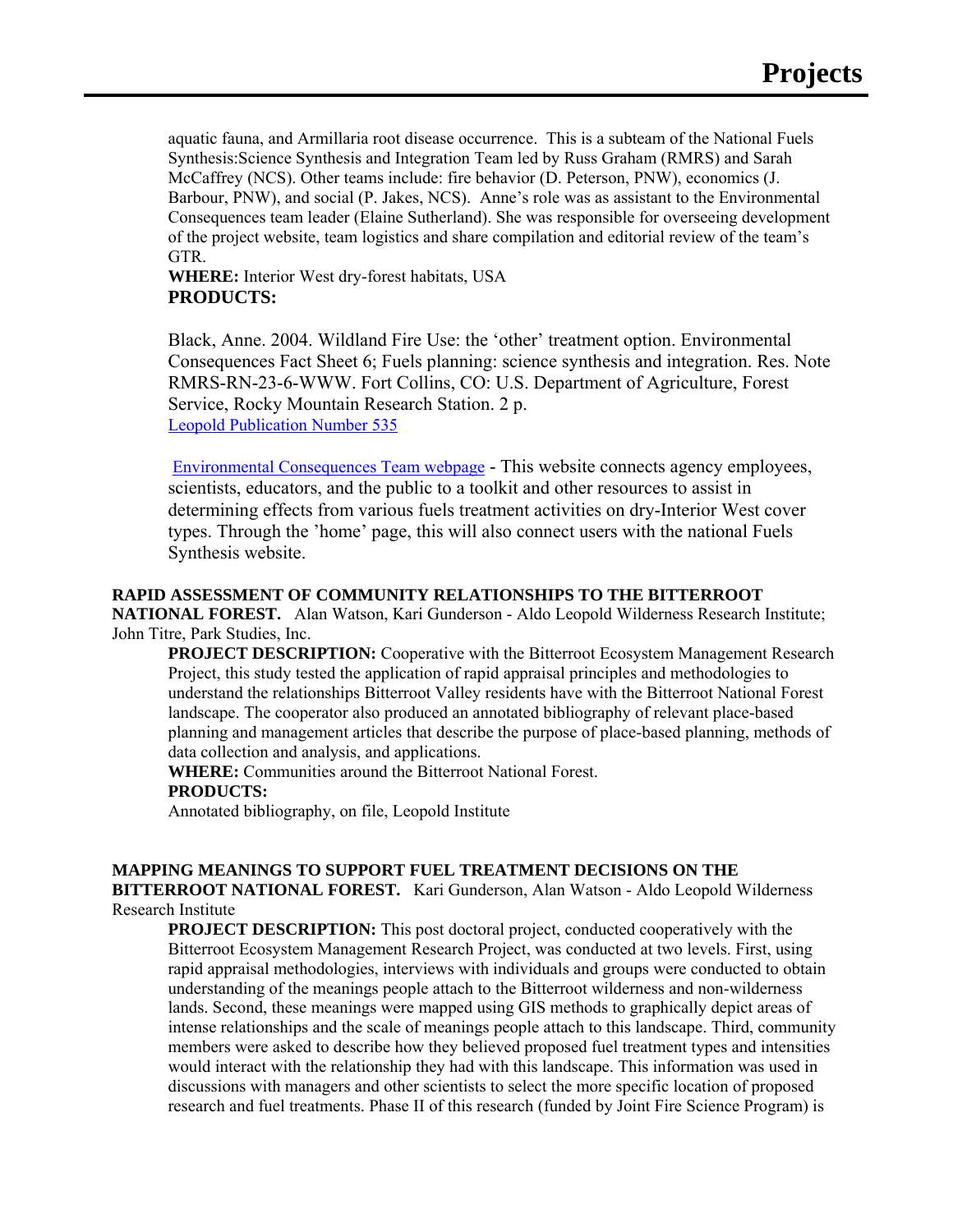aquatic fauna, and Armillaria root disease occurrence. This is a subteam of the National Fuels Synthesis:Science Synthesis and Integration Team led by Russ Graham (RMRS) and Sarah McCaffrey (NCS). Other teams include: fire behavior (D. Peterson, PNW), economics (J. Barbour, PNW), and social (P. Jakes, NCS). Anne's role was as assistant to the Environmental Consequences team leader (Elaine Sutherland). She was responsible for overseeing development of the project website, team logistics and share compilation and editorial review of the team's GTR.

**WHERE:** Interior West dry-forest habitats, USA

**PRODUCTS:**

Black, Anne. 2004. Wildland Fire Use: the 'other' treatment option. Environmental Consequences Fact Sheet 6; Fuels planning: science synthesis and integration. Res. Note RMRS-RN-23-6-WWW. Fort Collins, CO: U.S. Department of Agriculture, Forest Service, Rocky Mountain Research Station. 2 p.
Leopold Publication Number 535

Environmental Consequences Team webpage - This website connects agency employees, scientists, educators, and the public to a toolkit and other resources to assist in determining effects from various fuels treatment activities on dry-Interior West cover types. Through the 'home' page, this will also connect users with the national Fuels Synthesis website.

**RAPID ASSESSMENT OF COMMUNITY RELATIONSHIPS TO THE BITTERROOT NATIONAL FOREST.** Alan Watson, Kari Gunderson - Aldo Leopold Wilderness Research Institute; John Titre, Park Studies, Inc.

**PROJECT DESCRIPTION:** Cooperative with the Bitterroot Ecosystem Management Research Project, this study tested the application of rapid appraisal principles and methodologies to understand the relationships Bitterroot Valley residents have with the Bitterroot National Forest landscape. The cooperator also produced an annotated bibliography of relevant place-based planning and management articles that describe the purpose of place-based planning, methods of data collection and analysis, and applications.

**WHERE:** Communities around the Bitterroot National Forest.

**PRODUCTS:**

Annotated bibliography, on file, Leopold Institute

**MAPPING MEANINGS TO SUPPORT FUEL TREATMENT DECISIONS ON THE BITTERROOT NATIONAL FOREST.** Kari Gunderson, Alan Watson - Aldo Leopold Wilderness Research Institute

**PROJECT DESCRIPTION:** This post doctoral project, conducted cooperatively with the Bitterroot Ecosystem Management Research Project, was conducted at two levels. First, using rapid appraisal methodologies, interviews with individuals and groups were conducted to obtain understanding of the meanings people attach to the Bitterroot wilderness and non-wilderness lands. Second, these meanings were mapped using GIS methods to graphically depict areas of intense relationships and the scale of meanings people attach to this landscape. Third, community members were asked to describe how they believed proposed fuel treatment types and intensities would interact with the relationship they had with this landscape. This information was used in discussions with managers and other scientists to select the more specific location of proposed research and fuel treatments. Phase II of this research (funded by Joint Fire Science Program) is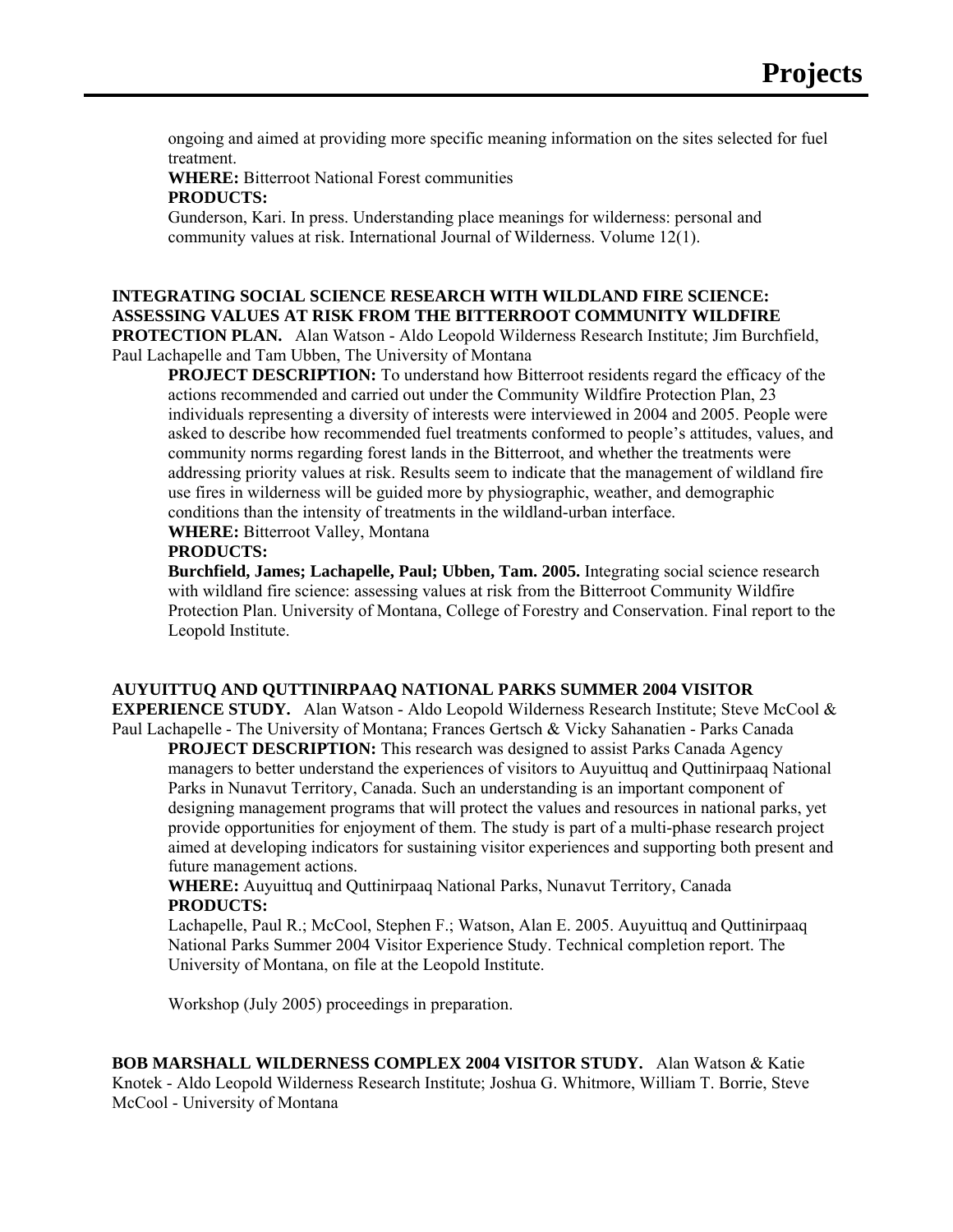ongoing and aimed at providing more specific meaning information on the sites selected for fuel treatment.

**WHERE:** Bitterroot National Forest communities

**PRODUCTS:**

Gunderson, Kari. In press. Understanding place meanings for wilderness: personal and community values at risk. International Journal of Wilderness. Volume 12(1).

**INTEGRATING SOCIAL SCIENCE RESEARCH WITH WILDLAND FIRE SCIENCE: ASSESSING VALUES AT RISK FROM THE BITTERROOT COMMUNITY WILDFIRE PROTECTION PLAN.** Alan Watson - Aldo Leopold Wilderness Research Institute; Jim Burchfield, Paul Lachapelle and Tam Ubben, The University of Montana

**PROJECT DESCRIPTION:** To understand how Bitterroot residents regard the efficacy of the actions recommended and carried out under the Community Wildfire Protection Plan, 23 individuals representing a diversity of interests were interviewed in 2004 and 2005. People were asked to describe how recommended fuel treatments conformed to people's attitudes, values, and community norms regarding forest lands in the Bitterroot, and whether the treatments were addressing priority values at risk. Results seem to indicate that the management of wildland fire use fires in wilderness will be guided more by physiographic, weather, and demographic conditions than the intensity of treatments in the wildland-urban interface.

**WHERE:** Bitterroot Valley, Montana

**PRODUCTS:**

**Burchfield, James; Lachapelle, Paul; Ubben, Tam. 2005.** Integrating social science research with wildland fire science: assessing values at risk from the Bitterroot Community Wildfire Protection Plan. University of Montana, College of Forestry and Conservation. Final report to the Leopold Institute.

**AUYUITTUQ AND QUTTINIRPAAQ NATIONAL PARKS SUMMER 2004 VISITOR EXPERIENCE STUDY.** Alan Watson - Aldo Leopold Wilderness Research Institute; Steve McCool & Paul Lachapelle - The University of Montana; Frances Gertsch & Vicky Sahanatien - Parks Canada

**PROJECT DESCRIPTION:** This research was designed to assist Parks Canada Agency managers to better understand the experiences of visitors to Auyuittuq and Quttinirpaaq National Parks in Nunavut Territory, Canada. Such an understanding is an important component of designing management programs that will protect the values and resources in national parks, yet provide opportunities for enjoyment of them. The study is part of a multi-phase research project aimed at developing indicators for sustaining visitor experiences and supporting both present and future management actions.

**WHERE:** Auyuittuq and Quttinirpaaq National Parks, Nunavut Territory, Canada

**PRODUCTS:**

Lachapelle, Paul R.; McCool, Stephen F.; Watson, Alan E. 2005. Auyuittuq and Quttinirpaaq National Parks Summer 2004 Visitor Experience Study. Technical completion report. The University of Montana, on file at the Leopold Institute.

Workshop (July 2005) proceedings in preparation.

**BOB MARSHALL WILDERNESS COMPLEX 2004 VISITOR STUDY.** Alan Watson & Katie Knotek - Aldo Leopold Wilderness Research Institute; Joshua G. Whitmore, William T. Borrie, Steve McCool - University of Montana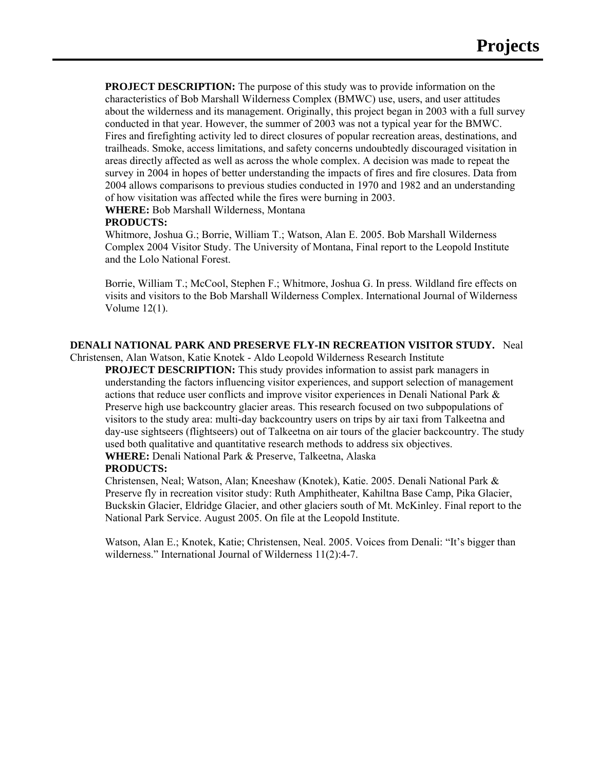**PROJECT DESCRIPTION:** The purpose of this study was to provide information on the characteristics of Bob Marshall Wilderness Complex (BMWC) use, users, and user attitudes about the wilderness and its management. Originally, this project began in 2003 with a full survey conducted in that year. However, the summer of 2003 was not a typical year for the BMWC. Fires and firefighting activity led to direct closures of popular recreation areas, destinations, and trailheads. Smoke, access limitations, and safety concerns undoubtedly discouraged visitation in areas directly affected as well as across the whole complex. A decision was made to repeat the survey in 2004 in hopes of better understanding the impacts of fires and fire closures. Data from 2004 allows comparisons to previous studies conducted in 1970 and 1982 and an understanding of how visitation was affected while the fires were burning in 2003.

**WHERE:** Bob Marshall Wilderness, Montana

**PRODUCTS:**

Whitmore, Joshua G.; Borrie, William T.; Watson, Alan E. 2005. Bob Marshall Wilderness Complex 2004 Visitor Study. The University of Montana, Final report to the Leopold Institute and the Lolo National Forest.

Borrie, William T.; McCool, Stephen F.; Whitmore, Joshua G. In press. Wildland fire effects on visits and visitors to the Bob Marshall Wilderness Complex. International Journal of Wilderness Volume 12(1).

**DENALI NATIONAL PARK AND PRESERVE FLY-IN RECREATION VISITOR STUDY.** Neal Christensen, Alan Watson, Katie Knotek - Aldo Leopold Wilderness Research Institute

**PROJECT DESCRIPTION:** This study provides information to assist park managers in understanding the factors influencing visitor experiences, and support selection of management actions that reduce user conflicts and improve visitor experiences in Denali National Park & Preserve high use backcountry glacier areas. This research focused on two subpopulations of visitors to the study area: multi-day backcountry users on trips by air taxi from Talkeetna and day-use sightseers (flightseers) out of Talkeetna on air tours of the glacier backcountry. The study used both qualitative and quantitative research methods to address six objectives.

**WHERE:** Denali National Park & Preserve, Talkeetna, Alaska

**PRODUCTS:**

Christensen, Neal; Watson, Alan; Kneeshaw (Knotek), Katie. 2005. Denali National Park & Preserve fly in recreation visitor study: Ruth Amphitheater, Kahiltna Base Camp, Pika Glacier, Buckskin Glacier, Eldridge Glacier, and other glaciers south of Mt. McKinley. Final report to the National Park Service. August 2005. On file at the Leopold Institute.

Watson, Alan E.; Knotek, Katie; Christensen, Neal. 2005. Voices from Denali: "It's bigger than wilderness." International Journal of Wilderness 11(2):4-7.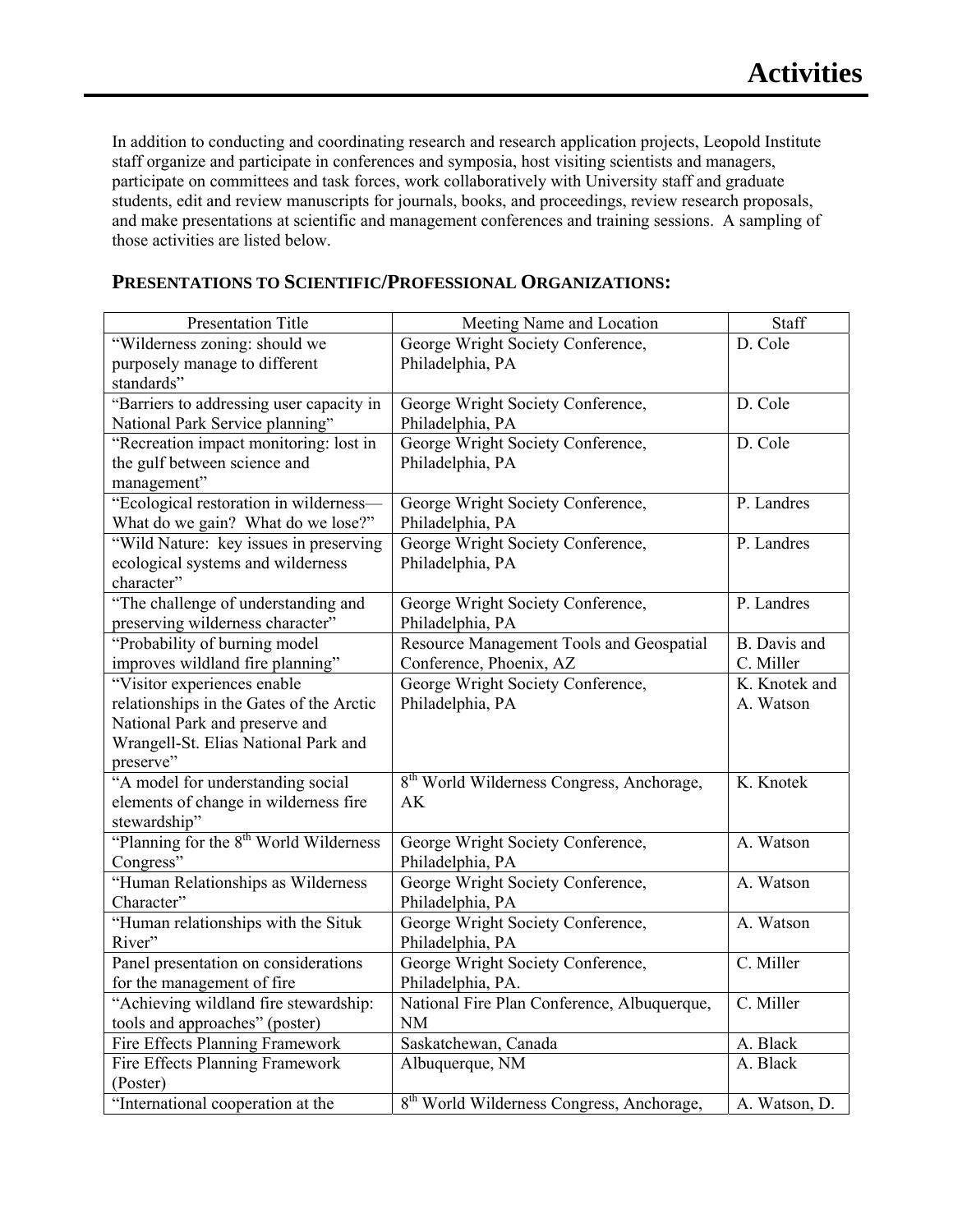# Activities

In addition to conducting and coordinating research and research application projects, Leopold Institute staff organize and participate in conferences and symposia, host visiting scientists and managers, participate on committees and task forces, work collaboratively with University staff and graduate students, edit and review manuscripts for journals, books, and proceedings, review research proposals, and make presentations at scientific and management conferences and training sessions. A sampling of those activities are listed below.

## PRESENTATIONS TO SCIENTIFIC/PROFESSIONAL ORGANIZATIONS:

| Presentation Title | Meeting Name and Location | Staff |
|---|---|---|
| "Wilderness zoning: should we purposely manage to different standards" | George Wright Society Conference, Philadelphia, PA | D. Cole |
| "Barriers to addressing user capacity in National Park Service planning" | George Wright Society Conference, Philadelphia, PA | D. Cole |
| "Recreation impact monitoring: lost in the gulf between science and management" | George Wright Society Conference, Philadelphia, PA | D. Cole |
| "Ecological restoration in wilderness—What do we gain? What do we lose?" | George Wright Society Conference, Philadelphia, PA | P. Landres |
| "Wild Nature: key issues in preserving ecological systems and wilderness character" | George Wright Society Conference, Philadelphia, PA | P. Landres |
| "The challenge of understanding and preserving wilderness character" | George Wright Society Conference, Philadelphia, PA | P. Landres |
| "Probability of burning model improves wildland fire planning" | Resource Management Tools and Geospatial Conference, Phoenix, AZ | B. Davis and C. Miller |
| "Visitor experiences enable relationships in the Gates of the Arctic National Park and preserve and Wrangell-St. Elias National Park and preserve" | George Wright Society Conference, Philadelphia, PA | K. Knotek and A. Watson |
| "A model for understanding social elements of change in wilderness fire stewardship" | 8th World Wilderness Congress, Anchorage, AK | K. Knotek |
| "Planning for the 8th World Wilderness Congress" | George Wright Society Conference, Philadelphia, PA | A. Watson |
| "Human Relationships as Wilderness Character" | George Wright Society Conference, Philadelphia, PA | A. Watson |
| "Human relationships with the Situk River" | George Wright Society Conference, Philadelphia, PA | A. Watson |
| Panel presentation on considerations for the management of fire | George Wright Society Conference, Philadelphia, PA. | C. Miller |
| "Achieving wildland fire stewardship: tools and approaches" (poster) | National Fire Plan Conference, Albuquerque, NM | C. Miller |
| Fire Effects Planning Framework | Saskatchewan, Canada | A. Black |
| Fire Effects Planning Framework (Poster) | Albuquerque, NM | A. Black |
| "International cooperation at the | 8th World Wilderness Congress, Anchorage, | A. Watson, D. |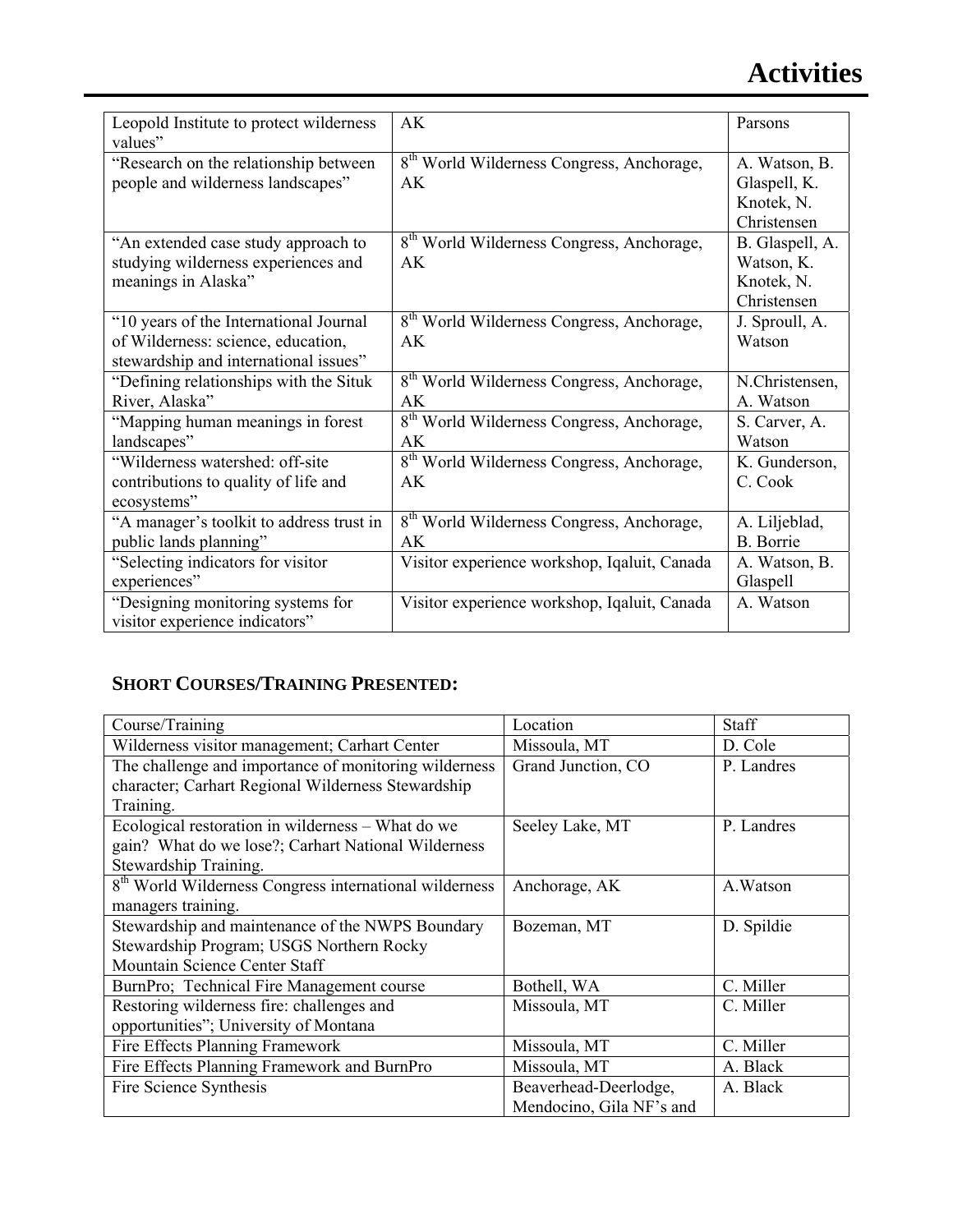| | | |
|---|---|---|
| Leopold Institute to protect wilderness values" | AK | Parsons |
| "Research on the relationship between people and wilderness landscapes" | 8th World Wilderness Congress, Anchorage, AK | A. Watson, B. Glaspell, K. Knotek, N. Christensen |
| "An extended case study approach to studying wilderness experiences and meanings in Alaska" | 8th World Wilderness Congress, Anchorage, AK | B. Glaspell, A. Watson, K. Knotek, N. Christensen |
| "10 years of the International Journal of Wilderness: science, education, stewardship and international issues" | 8th World Wilderness Congress, Anchorage, AK | J. Sproull, A. Watson |
| "Defining relationships with the Situk River, Alaska" | 8th World Wilderness Congress, Anchorage, AK | N.Christensen, A. Watson |
| "Mapping human meanings in forest landscapes" | 8th World Wilderness Congress, Anchorage, AK | S. Carver, A. Watson |
| "Wilderness watershed: off-site contributions to quality of life and ecosystems" | 8th World Wilderness Congress, Anchorage, AK | K. Gunderson, C. Cook |
| "A manager's toolkit to address trust in public lands planning" | 8th World Wilderness Congress, Anchorage, AK | A. Liljeblad, B. Borrie |
| "Selecting indicators for visitor experiences" | Visitor experience workshop, Iqaluit, Canada | A. Watson, B. Glaspell |
| "Designing monitoring systems for visitor experience indicators" | Visitor experience workshop, Iqaluit, Canada | A. Watson |

## SHORT COURSES/TRAINING PRESENTED:

| Course/Training | Location | Staff |
|---|---|---|
| Wilderness visitor management; Carhart Center | Missoula, MT | D. Cole |
| The challenge and importance of monitoring wilderness character; Carhart Regional Wilderness Stewardship Training. | Grand Junction, CO | P. Landres |
| Ecological restoration in wilderness – What do we gain? What do we lose?; Carhart National Wilderness Stewardship Training. | Seeley Lake, MT | P. Landres |
| 8th World Wilderness Congress international wilderness managers training. | Anchorage, AK | A.Watson |
| Stewardship and maintenance of the NWPS Boundary Stewardship Program; USGS Northern Rocky Mountain Science Center Staff | Bozeman, MT | D. Spildie |
| BurnPro; Technical Fire Management course | Bothell, WA | C. Miller |
| Restoring wilderness fire: challenges and opportunities"; University of Montana | Missoula, MT | C. Miller |
| Fire Effects Planning Framework | Missoula, MT | C. Miller |
| Fire Effects Planning Framework and BurnPro | Missoula, MT | A. Black |
| Fire Science Synthesis | Beaverhead-Deerlodge, Mendocino, Gila NF's and | A. Black |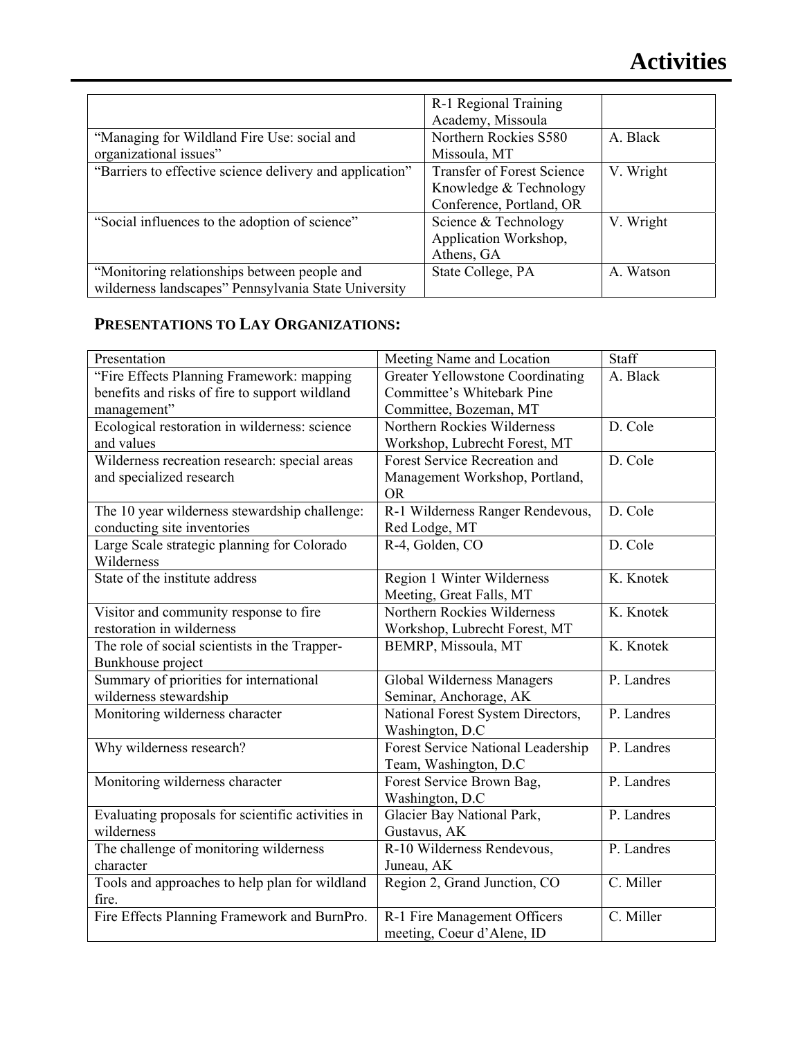| | R-1 Regional Training Academy, Missoula | |
|---|---|---|
| "Managing for Wildland Fire Use: social and organizational issues" | Northern Rockies S580 Missoula, MT | A. Black |
| "Barriers to effective science delivery and application" | Transfer of Forest Science Knowledge & Technology Conference, Portland, OR | V. Wright |
| "Social influences to the adoption of science" | Science & Technology Application Workshop, Athens, GA | V. Wright |
| "Monitoring relationships between people and wilderness landscapes" Pennsylvania State University | State College, PA | A. Watson |

### PRESENTATIONS TO LAY ORGANIZATIONS:

| Presentation | Meeting Name and Location | Staff |
|---|---|---|
| "Fire Effects Planning Framework: mapping benefits and risks of fire to support wildland management" | Greater Yellowstone Coordinating Committee's Whitebark Pine Committee, Bozeman, MT | A. Black |
| Ecological restoration in wilderness: science and values | Northern Rockies Wilderness Workshop, Lubrecht Forest, MT | D. Cole |
| Wilderness recreation research: special areas and specialized research | Forest Service Recreation and Management Workshop, Portland, OR | D. Cole |
| The 10 year wilderness stewardship challenge: conducting site inventories | R-1 Wilderness Ranger Rendevous, Red Lodge, MT | D. Cole |
| Large Scale strategic planning for Colorado Wilderness | R-4, Golden, CO | D. Cole |
| State of the institute address | Region 1 Winter Wilderness Meeting, Great Falls, MT | K. Knotek |
| Visitor and community response to fire restoration in wilderness | Northern Rockies Wilderness Workshop, Lubrecht Forest, MT | K. Knotek |
| The role of social scientists in the Trapper-Bunkhouse project | BEMRP, Missoula, MT | K. Knotek |
| Summary of priorities for international wilderness stewardship | Global Wilderness Managers Seminar, Anchorage, AK | P. Landres |
| Monitoring wilderness character | National Forest System Directors, Washington, D.C | P. Landres |
| Why wilderness research? | Forest Service National Leadership Team, Washington, D.C | P. Landres |
| Monitoring wilderness character | Forest Service Brown Bag, Washington, D.C | P. Landres |
| Evaluating proposals for scientific activities in wilderness | Glacier Bay National Park, Gustavus, AK | P. Landres |
| The challenge of monitoring wilderness character | R-10 Wilderness Rendevous, Juneau, AK | P. Landres |
| Tools and approaches to help plan for wildland fire. | Region 2, Grand Junction, CO | C. Miller |
| Fire Effects Planning Framework and BurnPro. | R-1 Fire Management Officers meeting, Coeur d'Alene, ID | C. Miller |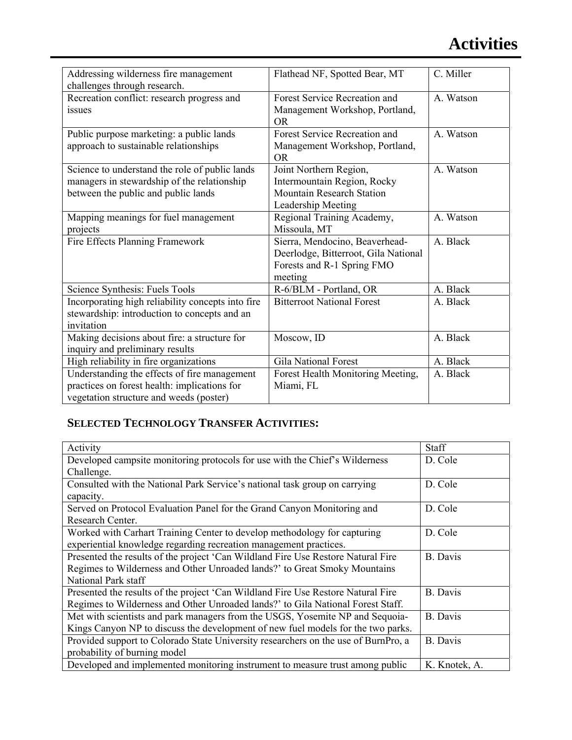| | | |
|---|---|---|
| Addressing wilderness fire management challenges through research. | Flathead NF, Spotted Bear, MT | C. Miller |
| Recreation conflict: research progress and issues | Forest Service Recreation and Management Workshop, Portland, OR | A. Watson |
| Public purpose marketing: a public lands approach to sustainable relationships | Forest Service Recreation and Management Workshop, Portland, OR | A. Watson |
| Science to understand the role of public lands managers in stewardship of the relationship between the public and public lands | Joint Northern Region, Intermountain Region, Rocky Mountain Research Station Leadership Meeting | A. Watson |
| Mapping meanings for fuel management projects | Regional Training Academy, Missoula, MT | A. Watson |
| Fire Effects Planning Framework | Sierra, Mendocino, Beaverhead-Deerlodge, Bitterroot, Gila National Forests and R-1 Spring FMO meeting | A. Black |
| Science Synthesis: Fuels Tools | R-6/BLM - Portland, OR | A. Black |
| Incorporating high reliability concepts into fire stewardship: introduction to concepts and an invitation | Bitterroot National Forest | A. Black |
| Making decisions about fire: a structure for inquiry and preliminary results | Moscow, ID | A. Black |
| High reliability in fire organizations | Gila National Forest | A. Black |
| Understanding the effects of fire management practices on forest health: implications for vegetation structure and weeds (poster) | Forest Health Monitoring Meeting, Miami, FL | A. Black |

## SELECTED TECHNOLOGY TRANSFER ACTIVITIES:

| Activity | Staff |
|---|---|
| Developed campsite monitoring protocols for use with the Chief's Wilderness Challenge. | D. Cole |
| Consulted with the National Park Service's national task group on carrying capacity. | D. Cole |
| Served on Protocol Evaluation Panel for the Grand Canyon Monitoring and Research Center. | D. Cole |
| Worked with Carhart Training Center to develop methodology for capturing experiential knowledge regarding recreation management practices. | D. Cole |
| Presented the results of the project 'Can Wildland Fire Use Restore Natural Fire Regimes to Wilderness and Other Unroaded lands?' to Great Smoky Mountains National Park staff | B. Davis |
| Presented the results of the project 'Can Wildland Fire Use Restore Natural Fire Regimes to Wilderness and Other Unroaded lands?' to Gila National Forest Staff. | B. Davis |
| Met with scientists and park managers from the USGS, Yosemite NP and Sequoia-Kings Canyon NP to discuss the development of new fuel models for the two parks. | B. Davis |
| Provided support to Colorado State University researchers on the use of BurnPro, a probability of burning model | B. Davis |
| Developed and implemented monitoring instrument to measure trust among public | K. Knotek, A. |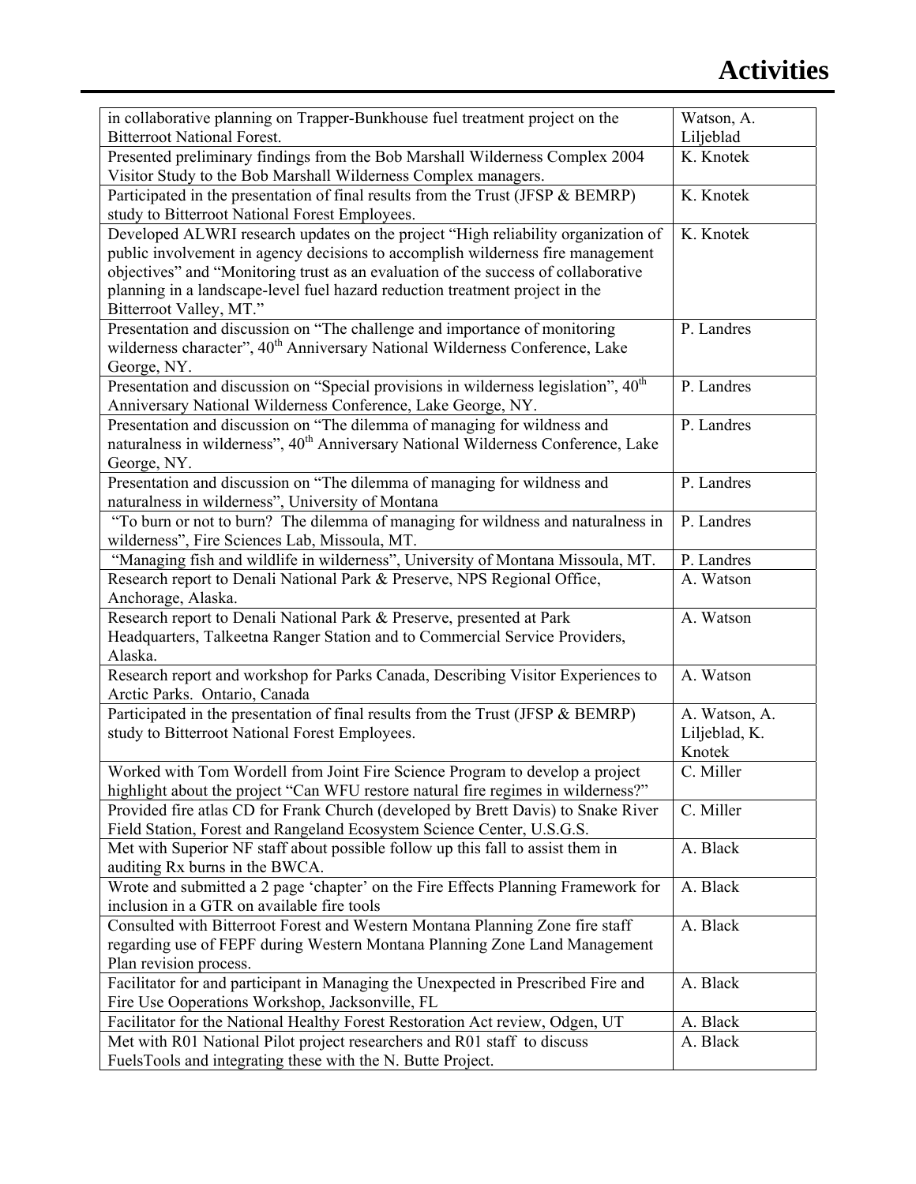# Activities

| | |
|---|---|
| in collaborative planning on Trapper-Bunkhouse fuel treatment project on the Bitterroot National Forest. | Watson, A. Liljeblad |
| Presented preliminary findings from the Bob Marshall Wilderness Complex 2004 Visitor Study to the Bob Marshall Wilderness Complex managers. | K. Knotek |
| Participated in the presentation of final results from the Trust (JFSP & BEMRP) study to Bitterroot National Forest Employees. | K. Knotek |
| Developed ALWRI research updates on the project "High reliability organization of public involvement in agency decisions to accomplish wilderness fire management objectives" and "Monitoring trust as an evaluation of the success of collaborative planning in a landscape-level fuel hazard reduction treatment project in the Bitterroot Valley, MT." | K. Knotek |
| Presentation and discussion on "The challenge and importance of monitoring wilderness character", 40th Anniversary National Wilderness Conference, Lake George, NY. | P. Landres |
| Presentation and discussion on "Special provisions in wilderness legislation", 40th Anniversary National Wilderness Conference, Lake George, NY. | P. Landres |
| Presentation and discussion on "The dilemma of managing for wildness and naturalness in wilderness", 40th Anniversary National Wilderness Conference, Lake George, NY. | P. Landres |
| Presentation and discussion on "The dilemma of managing for wildness and naturalness in wilderness", University of Montana | P. Landres |
| "To burn or not to burn? The dilemma of managing for wildness and naturalness in wilderness", Fire Sciences Lab, Missoula, MT. | P. Landres |
| "Managing fish and wildlife in wilderness", University of Montana Missoula, MT. | P. Landres |
| Research report to Denali National Park & Preserve, NPS Regional Office, Anchorage, Alaska. | A. Watson |
| Research report to Denali National Park & Preserve, presented at Park Headquarters, Talkeetna Ranger Station and to Commercial Service Providers, Alaska. | A. Watson |
| Research report and workshop for Parks Canada, Describing Visitor Experiences to Arctic Parks. Ontario, Canada | A. Watson |
| Participated in the presentation of final results from the Trust (JFSP & BEMRP) study to Bitterroot National Forest Employees. | A. Watson, A. Liljeblad, K. Knotek |
| Worked with Tom Wordell from Joint Fire Science Program to develop a project highlight about the project "Can WFU restore natural fire regimes in wilderness?" | C. Miller |
| Provided fire atlas CD for Frank Church (developed by Brett Davis) to Snake River Field Station, Forest and Rangeland Ecosystem Science Center, U.S.G.S. | C. Miller |
| Met with Superior NF staff about possible follow up this fall to assist them in auditing Rx burns in the BWCA. | A. Black |
| Wrote and submitted a 2 page 'chapter' on the Fire Effects Planning Framework for inclusion in a GTR on available fire tools | A. Black |
| Consulted with Bitterroot Forest and Western Montana Planning Zone fire staff regarding use of FEPF during Western Montana Planning Zone Land Management Plan revision process. | A. Black |
| Facilitator for and participant in Managing the Unexpected in Prescribed Fire and Fire Use Ooperations Workshop, Jacksonville, FL | A. Black |
| Facilitator for the National Healthy Forest Restoration Act review, Odgen, UT | A. Black |
| Met with R01 National Pilot project researchers and R01 staff to discuss FuelsTools and integrating these with the N. Butte Project. | A. Black |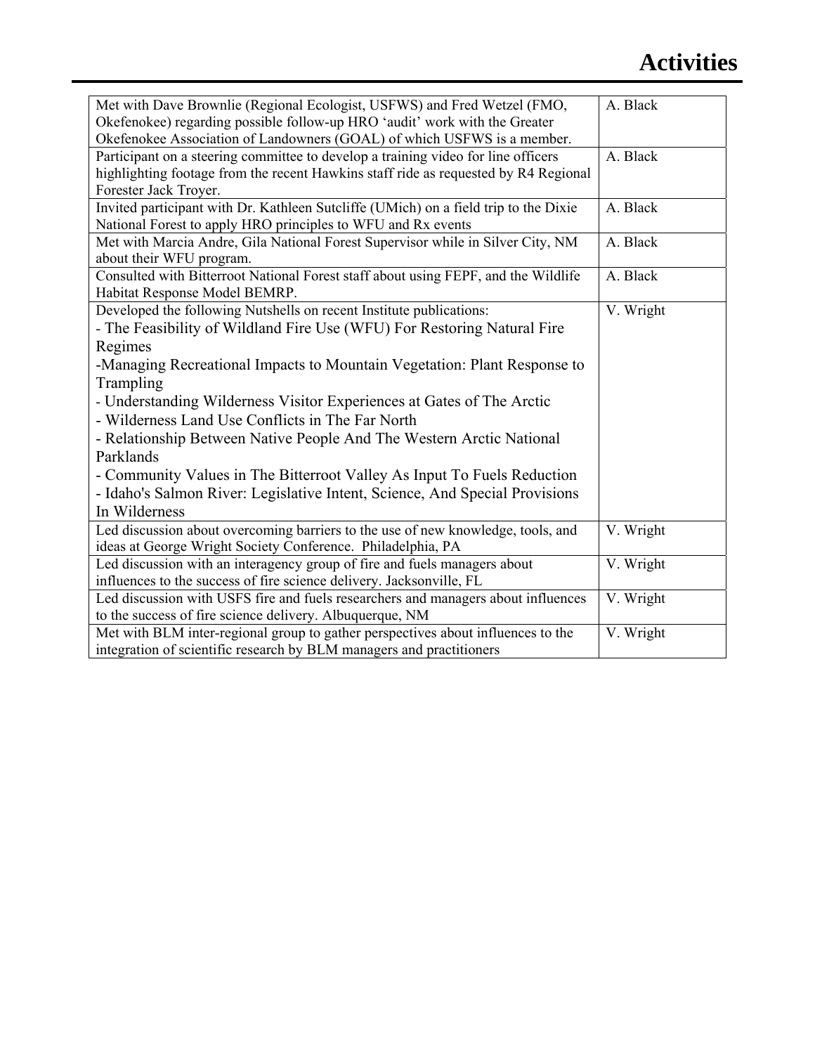# Activities

| | |
|---|---|
| Met with Dave Brownlie (Regional Ecologist, USFWS) and Fred Wetzel (FMO, Okefenokee) regarding possible follow-up HRO 'audit' work with the Greater Okefenokee Association of Landowners (GOAL) of which USFWS is a member. | A. Black |
| Participant on a steering committee to develop a training video for line officers highlighting footage from the recent Hawkins staff ride as requested by R4 Regional Forester Jack Troyer. | A. Black |
| Invited participant with Dr. Kathleen Sutcliffe (UMich) on a field trip to the Dixie National Forest to apply HRO principles to WFU and Rx events | A. Black |
| Met with Marcia Andre, Gila National Forest Supervisor while in Silver City, NM about their WFU program. | A. Black |
| Consulted with Bitterroot National Forest staff about using FEPF, and the Wildlife Habitat Response Model BEMRP. | A. Black |
| Developed the following Nutshells on recent Institute publications:<br>- The Feasibility of Wildland Fire Use (WFU) For Restoring Natural Fire Regimes<br>-Managing Recreational Impacts to Mountain Vegetation: Plant Response to Trampling<br>- Understanding Wilderness Visitor Experiences at Gates of The Arctic<br>- Wilderness Land Use Conflicts in The Far North<br>- Relationship Between Native People And The Western Arctic National Parklands<br>- Community Values in The Bitterroot Valley As Input To Fuels Reduction<br>- Idaho's Salmon River: Legislative Intent, Science, And Special Provisions In Wilderness | V. Wright |
| Led discussion about overcoming barriers to the use of new knowledge, tools, and ideas at George Wright Society Conference. Philadelphia, PA | V. Wright |
| Led discussion with an interagency group of fire and fuels managers about influences to the success of fire science delivery. Jacksonville, FL | V. Wright |
| Led discussion with USFS fire and fuels researchers and managers about influences to the success of fire science delivery. Albuquerque, NM | V. Wright |
| Met with BLM inter-regional group to gather perspectives about influences to the integration of scientific research by BLM managers and practitioners | V. Wright |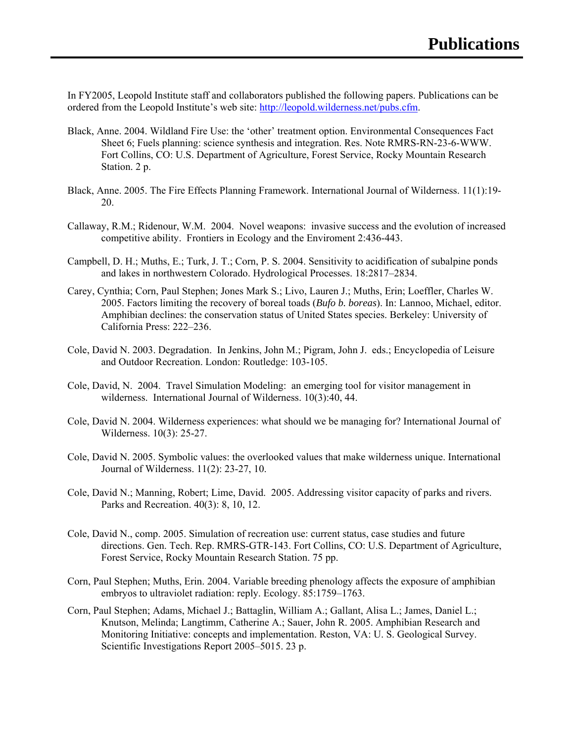# Publications

In FY2005, Leopold Institute staff and collaborators published the following papers. Publications can be ordered from the Leopold Institute's web site: http://leopold.wilderness.net/pubs.cfm.

Black, Anne. 2004. Wildland Fire Use: the 'other' treatment option. Environmental Consequences Fact Sheet 6; Fuels planning: science synthesis and integration. Res. Note RMRS-RN-23-6-WWW. Fort Collins, CO: U.S. Department of Agriculture, Forest Service, Rocky Mountain Research Station. 2 p.

Black, Anne. 2005. The Fire Effects Planning Framework. International Journal of Wilderness. 11(1):19-20.

Callaway, R.M.; Ridenour, W.M. 2004. Novel weapons: invasive success and the evolution of increased competitive ability. Frontiers in Ecology and the Enviroment 2:436-443.

Campbell, D. H.; Muths, E.; Turk, J. T.; Corn, P. S. 2004. Sensitivity to acidification of subalpine ponds and lakes in northwestern Colorado. Hydrological Processes. 18:2817–2834.

Carey, Cynthia; Corn, Paul Stephen; Jones Mark S.; Livo, Lauren J.; Muths, Erin; Loeffler, Charles W. 2005. Factors limiting the recovery of boreal toads (*Bufo b. boreas*). In: Lannoo, Michael, editor. Amphibian declines: the conservation status of United States species. Berkeley: University of California Press: 222–236.

Cole, David N. 2003. Degradation. In Jenkins, John M.; Pigram, John J. eds.; Encyclopedia of Leisure and Outdoor Recreation. London: Routledge: 103-105.

Cole, David, N. 2004. Travel Simulation Modeling: an emerging tool for visitor management in wilderness. International Journal of Wilderness. 10(3):40, 44.

Cole, David N. 2004. Wilderness experiences: what should we be managing for? International Journal of Wilderness. 10(3): 25-27.

Cole, David N. 2005. Symbolic values: the overlooked values that make wilderness unique. International Journal of Wilderness. 11(2): 23-27, 10.

Cole, David N.; Manning, Robert; Lime, David. 2005. Addressing visitor capacity of parks and rivers. Parks and Recreation. 40(3): 8, 10, 12.

Cole, David N., comp. 2005. Simulation of recreation use: current status, case studies and future directions. Gen. Tech. Rep. RMRS-GTR-143. Fort Collins, CO: U.S. Department of Agriculture, Forest Service, Rocky Mountain Research Station. 75 pp.

Corn, Paul Stephen; Muths, Erin. 2004. Variable breeding phenology affects the exposure of amphibian embryos to ultraviolet radiation: reply. Ecology. 85:1759–1763.

Corn, Paul Stephen; Adams, Michael J.; Battaglin, William A.; Gallant, Alisa L.; James, Daniel L.; Knutson, Melinda; Langtimm, Catherine A.; Sauer, John R. 2005. Amphibian Research and Monitoring Initiative: concepts and implementation. Reston, VA: U. S. Geological Survey. Scientific Investigations Report 2005–5015. 23 p.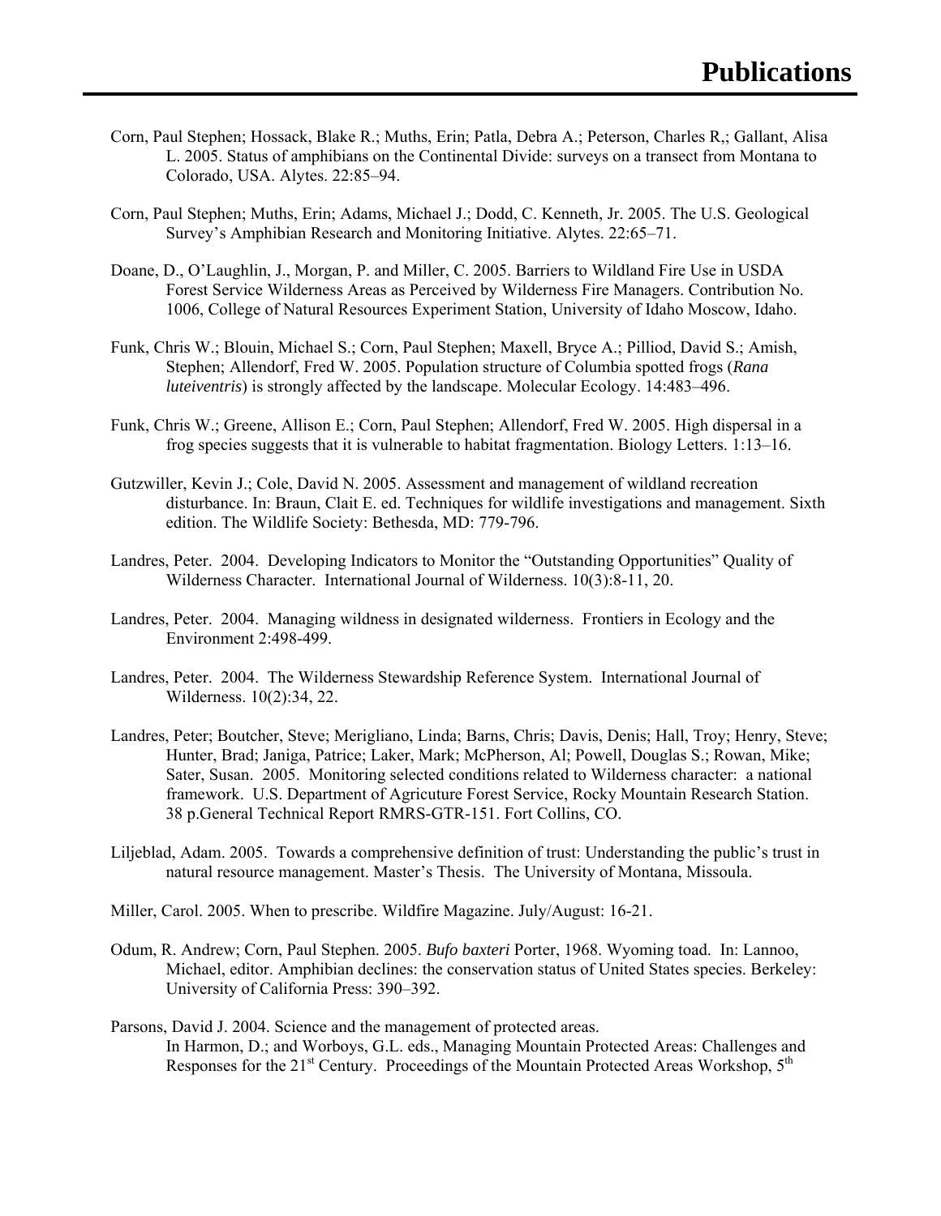# Publications

Corn, Paul Stephen; Hossack, Blake R.; Muths, Erin; Patla, Debra A.; Peterson, Charles R,; Gallant, Alisa L. 2005. Status of amphibians on the Continental Divide: surveys on a transect from Montana to Colorado, USA. Alytes. 22:85–94.

Corn, Paul Stephen; Muths, Erin; Adams, Michael J.; Dodd, C. Kenneth, Jr. 2005. The U.S. Geological Survey's Amphibian Research and Monitoring Initiative. Alytes. 22:65–71.

Doane, D., O'Laughlin, J., Morgan, P. and Miller, C. 2005. Barriers to Wildland Fire Use in USDA Forest Service Wilderness Areas as Perceived by Wilderness Fire Managers. Contribution No. 1006, College of Natural Resources Experiment Station, University of Idaho Moscow, Idaho.

Funk, Chris W.; Blouin, Michael S.; Corn, Paul Stephen; Maxell, Bryce A.; Pilliod, David S.; Amish, Stephen; Allendorf, Fred W. 2005. Population structure of Columbia spotted frogs (*Rana luteiventris*) is strongly affected by the landscape. Molecular Ecology. 14:483–496.

Funk, Chris W.; Greene, Allison E.; Corn, Paul Stephen; Allendorf, Fred W. 2005. High dispersal in a frog species suggests that it is vulnerable to habitat fragmentation. Biology Letters. 1:13–16.

Gutzwiller, Kevin J.; Cole, David N. 2005. Assessment and management of wildland recreation disturbance. In: Braun, Clait E. ed. Techniques for wildlife investigations and management. Sixth edition. The Wildlife Society: Bethesda, MD: 779-796.

Landres, Peter. 2004. Developing Indicators to Monitor the "Outstanding Opportunities" Quality of Wilderness Character. International Journal of Wilderness. 10(3):8-11, 20.

Landres, Peter. 2004. Managing wildness in designated wilderness. Frontiers in Ecology and the Environment 2:498-499.

Landres, Peter. 2004. The Wilderness Stewardship Reference System. International Journal of Wilderness. 10(2):34, 22.

Landres, Peter; Boutcher, Steve; Merigliano, Linda; Barns, Chris; Davis, Denis; Hall, Troy; Henry, Steve; Hunter, Brad; Janiga, Patrice; Laker, Mark; McPherson, Al; Powell, Douglas S.; Rowan, Mike; Sater, Susan. 2005. Monitoring selected conditions related to Wilderness character: a national framework. U.S. Department of Agricuture Forest Service, Rocky Mountain Research Station. 38 p.General Technical Report RMRS-GTR-151. Fort Collins, CO.

Liljeblad, Adam. 2005. Towards a comprehensive definition of trust: Understanding the public's trust in natural resource management. Master's Thesis. The University of Montana, Missoula.

Miller, Carol. 2005. When to prescribe. Wildfire Magazine. July/August: 16-21.

Odum, R. Andrew; Corn, Paul Stephen. 2005. *Bufo baxteri* Porter, 1968. Wyoming toad. In: Lannoo, Michael, editor. Amphibian declines: the conservation status of United States species. Berkeley: University of California Press: 390–392.

Parsons, David J. 2004. Science and the management of protected areas. In Harmon, D.; and Worboys, G.L. eds., Managing Mountain Protected Areas: Challenges and Responses for the 21st Century. Proceedings of the Mountain Protected Areas Workshop, 5th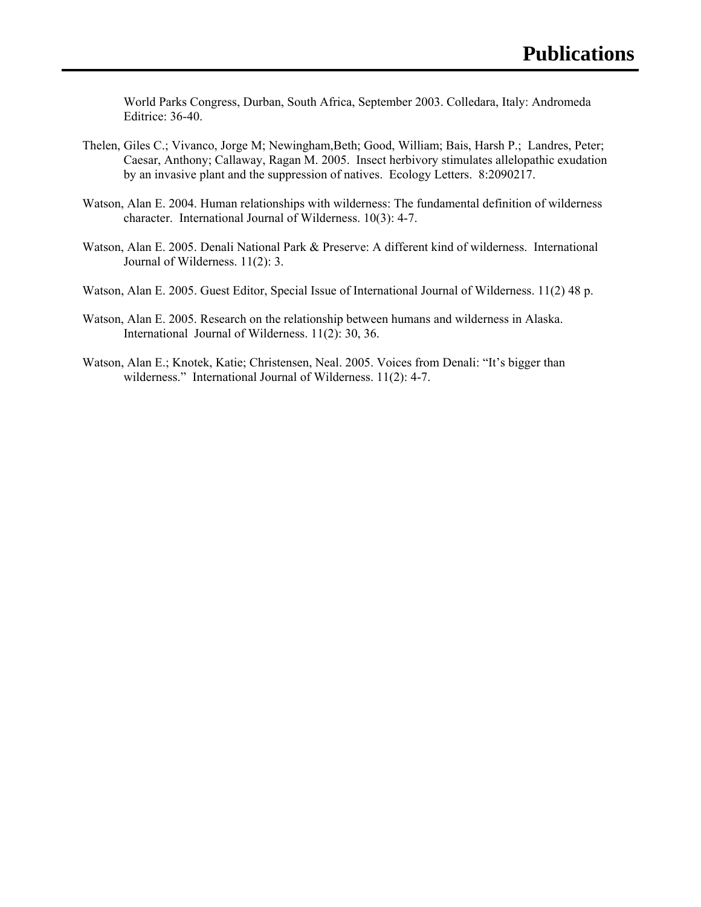World Parks Congress, Durban, South Africa, September 2003. Colledara, Italy: Andromeda Editrice: 36-40.

Thelen, Giles C.; Vivanco, Jorge M; Newingham,Beth; Good, William; Bais, Harsh P.; Landres, Peter; Caesar, Anthony; Callaway, Ragan M. 2005. Insect herbivory stimulates allelopathic exudation by an invasive plant and the suppression of natives. Ecology Letters. 8:2090217.

Watson, Alan E. 2004. Human relationships with wilderness: The fundamental definition of wilderness character. International Journal of Wilderness. 10(3): 4-7.

Watson, Alan E. 2005. Denali National Park & Preserve: A different kind of wilderness. International Journal of Wilderness. 11(2): 3.

Watson, Alan E. 2005. Guest Editor, Special Issue of International Journal of Wilderness. 11(2) 48 p.

Watson, Alan E. 2005. Research on the relationship between humans and wilderness in Alaska. International Journal of Wilderness. 11(2): 30, 36.

Watson, Alan E.; Knotek, Katie; Christensen, Neal. 2005. Voices from Denali: "It's bigger than wilderness." International Journal of Wilderness. 11(2): 4-7.